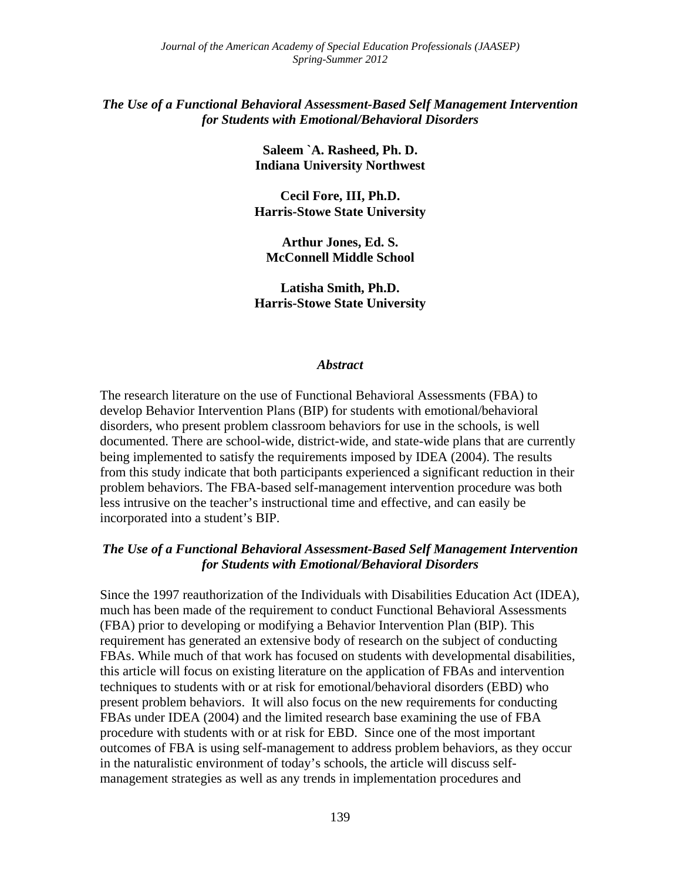# *The Use of a Functional Behavioral Assessment-Based Self Management Intervention for Students with Emotional/Behavioral Disorders*

**Saleem `A. Rasheed, Ph. D.**
**Indiana University Northwest**

**Cecil Fore, III, Ph.D.**
**Harris-Stowe State University**

**Arthur Jones, Ed. S.**
**McConnell Middle School**

**Latisha Smith, Ph.D.**
**Harris-Stowe State University**

### *Abstract*

The research literature on the use of Functional Behavioral Assessments (FBA) to develop Behavior Intervention Plans (BIP) for students with emotional/behavioral disorders, who present problem classroom behaviors for use in the schools, is well documented. There are school-wide, district-wide, and state-wide plans that are currently being implemented to satisfy the requirements imposed by IDEA (2004). The results from this study indicate that both participants experienced a significant reduction in their problem behaviors. The FBA-based self-management intervention procedure was both less intrusive on the teacher's instructional time and effective, and can easily be incorporated into a student's BIP.

## *The Use of a Functional Behavioral Assessment-Based Self Management Intervention for Students with Emotional/Behavioral Disorders*

Since the 1997 reauthorization of the Individuals with Disabilities Education Act (IDEA), much has been made of the requirement to conduct Functional Behavioral Assessments (FBA) prior to developing or modifying a Behavior Intervention Plan (BIP). This requirement has generated an extensive body of research on the subject of conducting FBAs. While much of that work has focused on students with developmental disabilities, this article will focus on existing literature on the application of FBAs and intervention techniques to students with or at risk for emotional/behavioral disorders (EBD) who present problem behaviors. It will also focus on the new requirements for conducting FBAs under IDEA (2004) and the limited research base examining the use of FBA procedure with students with or at risk for EBD. Since one of the most important outcomes of FBA is using self-management to address problem behaviors, as they occur in the naturalistic environment of today's schools, the article will discuss self-management strategies as well as any trends in implementation procedures and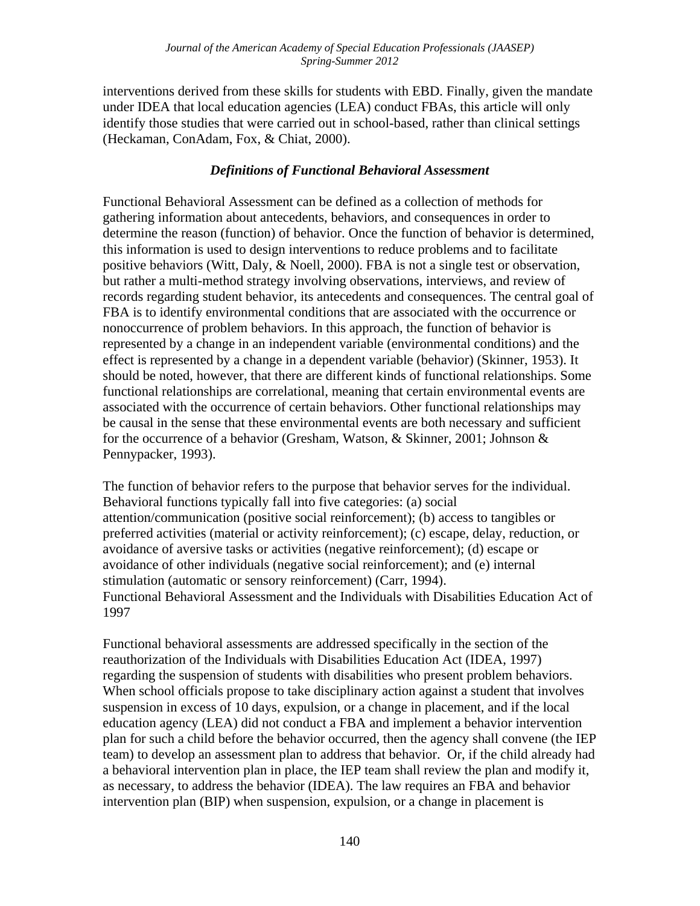interventions derived from these skills for students with EBD. Finally, given the mandate under IDEA that local education agencies (LEA) conduct FBAs, this article will only identify those studies that were carried out in school-based, rather than clinical settings (Heckaman, ConAdam, Fox, & Chiat, 2000).

### *Definitions of Functional Behavioral Assessment*

Functional Behavioral Assessment can be defined as a collection of methods for gathering information about antecedents, behaviors, and consequences in order to determine the reason (function) of behavior. Once the function of behavior is determined, this information is used to design interventions to reduce problems and to facilitate positive behaviors (Witt, Daly, & Noell, 2000). FBA is not a single test or observation, but rather a multi-method strategy involving observations, interviews, and review of records regarding student behavior, its antecedents and consequences. The central goal of FBA is to identify environmental conditions that are associated with the occurrence or nonoccurrence of problem behaviors. In this approach, the function of behavior is represented by a change in an independent variable (environmental conditions) and the effect is represented by a change in a dependent variable (behavior) (Skinner, 1953). It should be noted, however, that there are different kinds of functional relationships. Some functional relationships are correlational, meaning that certain environmental events are associated with the occurrence of certain behaviors. Other functional relationships may be causal in the sense that these environmental events are both necessary and sufficient for the occurrence of a behavior (Gresham, Watson, & Skinner, 2001; Johnson & Pennypacker, 1993).

The function of behavior refers to the purpose that behavior serves for the individual. Behavioral functions typically fall into five categories: (a) social attention/communication (positive social reinforcement); (b) access to tangibles or preferred activities (material or activity reinforcement); (c) escape, delay, reduction, or avoidance of aversive tasks or activities (negative reinforcement); (d) escape or avoidance of other individuals (negative social reinforcement); and (e) internal stimulation (automatic or sensory reinforcement) (Carr, 1994).

Functional Behavioral Assessment and the Individuals with Disabilities Education Act of 1997

Functional behavioral assessments are addressed specifically in the section of the reauthorization of the Individuals with Disabilities Education Act (IDEA, 1997) regarding the suspension of students with disabilities who present problem behaviors. When school officials propose to take disciplinary action against a student that involves suspension in excess of 10 days, expulsion, or a change in placement, and if the local education agency (LEA) did not conduct a FBA and implement a behavior intervention plan for such a child before the behavior occurred, then the agency shall convene (the IEP team) to develop an assessment plan to address that behavior. Or, if the child already had a behavioral intervention plan in place, the IEP team shall review the plan and modify it, as necessary, to address the behavior (IDEA). The law requires an FBA and behavior intervention plan (BIP) when suspension, expulsion, or a change in placement is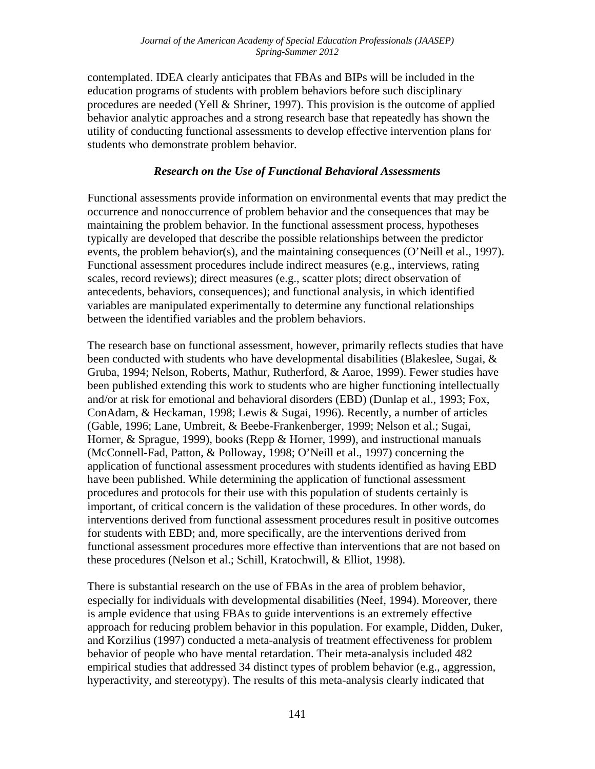contemplated. IDEA clearly anticipates that FBAs and BIPs will be included in the education programs of students with problem behaviors before such disciplinary procedures are needed (Yell & Shriner, 1997). This provision is the outcome of applied behavior analytic approaches and a strong research base that repeatedly has shown the utility of conducting functional assessments to develop effective intervention plans for students who demonstrate problem behavior.

### *Research on the Use of Functional Behavioral Assessments*

Functional assessments provide information on environmental events that may predict the occurrence and nonoccurrence of problem behavior and the consequences that may be maintaining the problem behavior. In the functional assessment process, hypotheses typically are developed that describe the possible relationships between the predictor events, the problem behavior(s), and the maintaining consequences (O'Neill et al., 1997). Functional assessment procedures include indirect measures (e.g., interviews, rating scales, record reviews); direct measures (e.g., scatter plots; direct observation of antecedents, behaviors, consequences); and functional analysis, in which identified variables are manipulated experimentally to determine any functional relationships between the identified variables and the problem behaviors.

The research base on functional assessment, however, primarily reflects studies that have been conducted with students who have developmental disabilities (Blakeslee, Sugai, & Gruba, 1994; Nelson, Roberts, Mathur, Rutherford, & Aaroe, 1999). Fewer studies have been published extending this work to students who are higher functioning intellectually and/or at risk for emotional and behavioral disorders (EBD) (Dunlap et al., 1993; Fox, ConAdam, & Heckaman, 1998; Lewis & Sugai, 1996). Recently, a number of articles (Gable, 1996; Lane, Umbreit, & Beebe-Frankenberger, 1999; Nelson et al.; Sugai, Horner, & Sprague, 1999), books (Repp & Horner, 1999), and instructional manuals (McConnell-Fad, Patton, & Polloway, 1998; O'Neill et al., 1997) concerning the application of functional assessment procedures with students identified as having EBD have been published. While determining the application of functional assessment procedures and protocols for their use with this population of students certainly is important, of critical concern is the validation of these procedures. In other words, do interventions derived from functional assessment procedures result in positive outcomes for students with EBD; and, more specifically, are the interventions derived from functional assessment procedures more effective than interventions that are not based on these procedures (Nelson et al.; Schill, Kratochwill, & Elliot, 1998).

There is substantial research on the use of FBAs in the area of problem behavior, especially for individuals with developmental disabilities (Neef, 1994). Moreover, there is ample evidence that using FBAs to guide interventions is an extremely effective approach for reducing problem behavior in this population. For example, Didden, Duker, and Korzilius (1997) conducted a meta-analysis of treatment effectiveness for problem behavior of people who have mental retardation. Their meta-analysis included 482 empirical studies that addressed 34 distinct types of problem behavior (e.g., aggression, hyperactivity, and stereotypy). The results of this meta-analysis clearly indicated that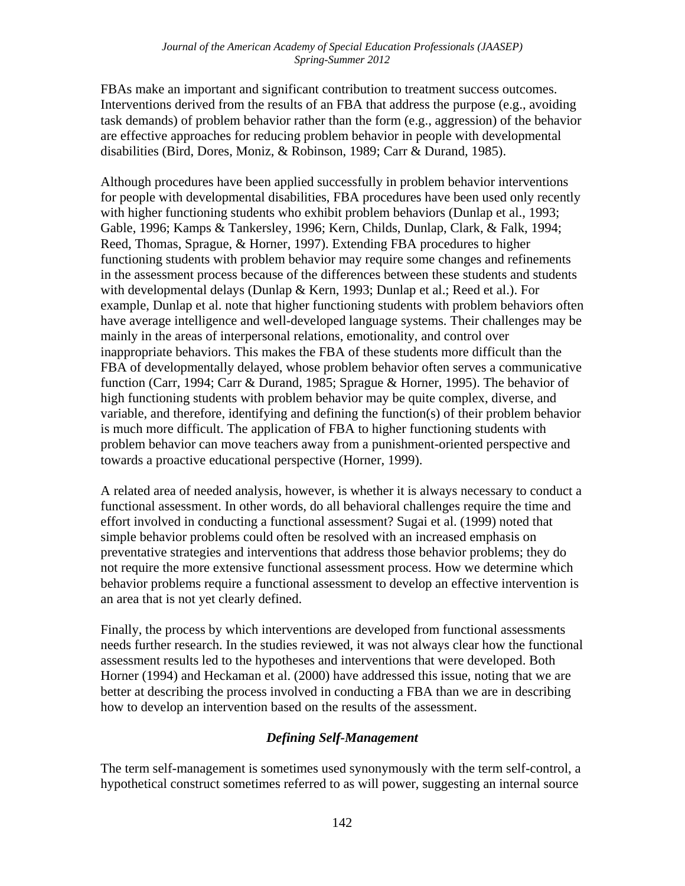FBAs make an important and significant contribution to treatment success outcomes. Interventions derived from the results of an FBA that address the purpose (e.g., avoiding task demands) of problem behavior rather than the form (e.g., aggression) of the behavior are effective approaches for reducing problem behavior in people with developmental disabilities (Bird, Dores, Moniz, & Robinson, 1989; Carr & Durand, 1985).

Although procedures have been applied successfully in problem behavior interventions for people with developmental disabilities, FBA procedures have been used only recently with higher functioning students who exhibit problem behaviors (Dunlap et al., 1993; Gable, 1996; Kamps & Tankersley, 1996; Kern, Childs, Dunlap, Clark, & Falk, 1994; Reed, Thomas, Sprague, & Horner, 1997). Extending FBA procedures to higher functioning students with problem behavior may require some changes and refinements in the assessment process because of the differences between these students and students with developmental delays (Dunlap & Kern, 1993; Dunlap et al.; Reed et al.). For example, Dunlap et al. note that higher functioning students with problem behaviors often have average intelligence and well-developed language systems. Their challenges may be mainly in the areas of interpersonal relations, emotionality, and control over inappropriate behaviors. This makes the FBA of these students more difficult than the FBA of developmentally delayed, whose problem behavior often serves a communicative function (Carr, 1994; Carr & Durand, 1985; Sprague & Horner, 1995). The behavior of high functioning students with problem behavior may be quite complex, diverse, and variable, and therefore, identifying and defining the function(s) of their problem behavior is much more difficult. The application of FBA to higher functioning students with problem behavior can move teachers away from a punishment-oriented perspective and towards a proactive educational perspective (Horner, 1999).

A related area of needed analysis, however, is whether it is always necessary to conduct a functional assessment. In other words, do all behavioral challenges require the time and effort involved in conducting a functional assessment? Sugai et al. (1999) noted that simple behavior problems could often be resolved with an increased emphasis on preventative strategies and interventions that address those behavior problems; they do not require the more extensive functional assessment process. How we determine which behavior problems require a functional assessment to develop an effective intervention is an area that is not yet clearly defined.

Finally, the process by which interventions are developed from functional assessments needs further research. In the studies reviewed, it was not always clear how the functional assessment results led to the hypotheses and interventions that were developed. Both Horner (1994) and Heckaman et al. (2000) have addressed this issue, noting that we are better at describing the process involved in conducting a FBA than we are in describing how to develop an intervention based on the results of the assessment.

### *Defining Self-Management*

The term self-management is sometimes used synonymously with the term self-control, a hypothetical construct sometimes referred to as will power, suggesting an internal source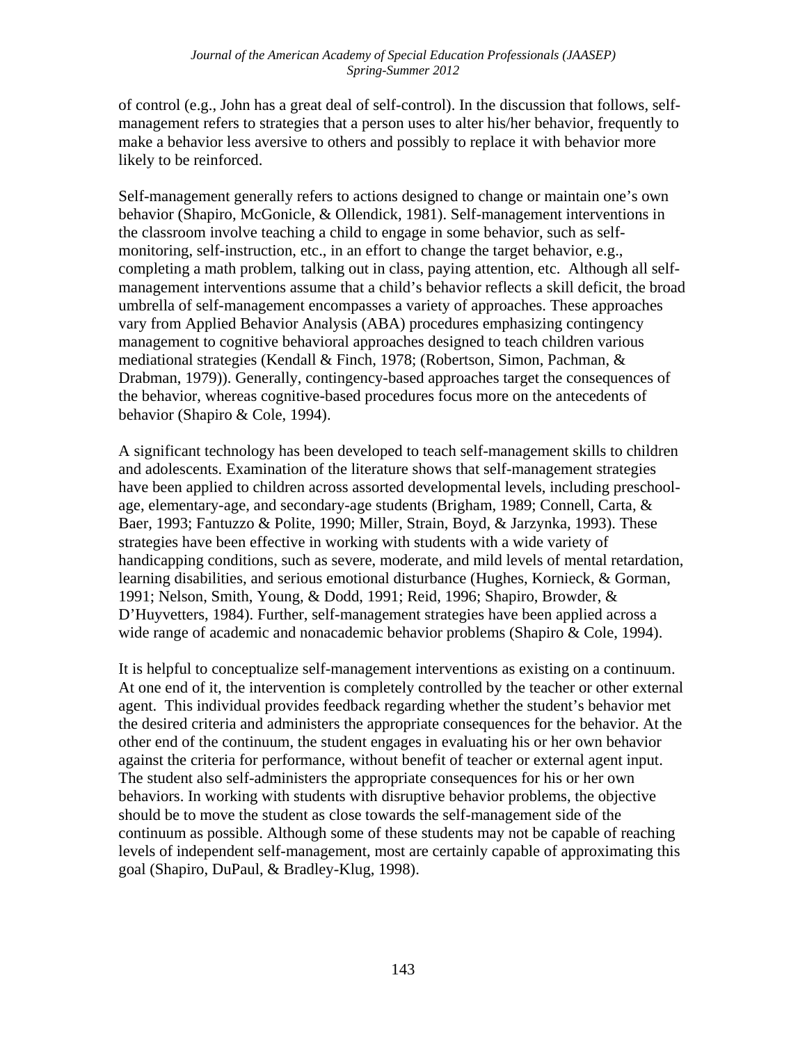of control (e.g., John has a great deal of self-control). In the discussion that follows, self-management refers to strategies that a person uses to alter his/her behavior, frequently to make a behavior less aversive to others and possibly to replace it with behavior more likely to be reinforced.

Self-management generally refers to actions designed to change or maintain one's own behavior (Shapiro, McGonicle, & Ollendick, 1981). Self-management interventions in the classroom involve teaching a child to engage in some behavior, such as self-monitoring, self-instruction, etc., in an effort to change the target behavior, e.g., completing a math problem, talking out in class, paying attention, etc. Although all self-management interventions assume that a child's behavior reflects a skill deficit, the broad umbrella of self-management encompasses a variety of approaches. These approaches vary from Applied Behavior Analysis (ABA) procedures emphasizing contingency management to cognitive behavioral approaches designed to teach children various mediational strategies (Kendall & Finch, 1978; (Robertson, Simon, Pachman, & Drabman, 1979)). Generally, contingency-based approaches target the consequences of the behavior, whereas cognitive-based procedures focus more on the antecedents of behavior (Shapiro & Cole, 1994).

A significant technology has been developed to teach self-management skills to children and adolescents. Examination of the literature shows that self-management strategies have been applied to children across assorted developmental levels, including preschool-age, elementary-age, and secondary-age students (Brigham, 1989; Connell, Carta, & Baer, 1993; Fantuzzo & Polite, 1990; Miller, Strain, Boyd, & Jarzynka, 1993). These strategies have been effective in working with students with a wide variety of handicapping conditions, such as severe, moderate, and mild levels of mental retardation, learning disabilities, and serious emotional disturbance (Hughes, Kornieck, & Gorman, 1991; Nelson, Smith, Young, & Dodd, 1991; Reid, 1996; Shapiro, Browder, & D'Huyvetters, 1984). Further, self-management strategies have been applied across a wide range of academic and nonacademic behavior problems (Shapiro & Cole, 1994).

It is helpful to conceptualize self-management interventions as existing on a continuum. At one end of it, the intervention is completely controlled by the teacher or other external agent. This individual provides feedback regarding whether the student's behavior met the desired criteria and administers the appropriate consequences for the behavior. At the other end of the continuum, the student engages in evaluating his or her own behavior against the criteria for performance, without benefit of teacher or external agent input. The student also self-administers the appropriate consequences for his or her own behaviors. In working with students with disruptive behavior problems, the objective should be to move the student as close towards the self-management side of the continuum as possible. Although some of these students may not be capable of reaching levels of independent self-management, most are certainly capable of approximating this goal (Shapiro, DuPaul, & Bradley-Klug, 1998).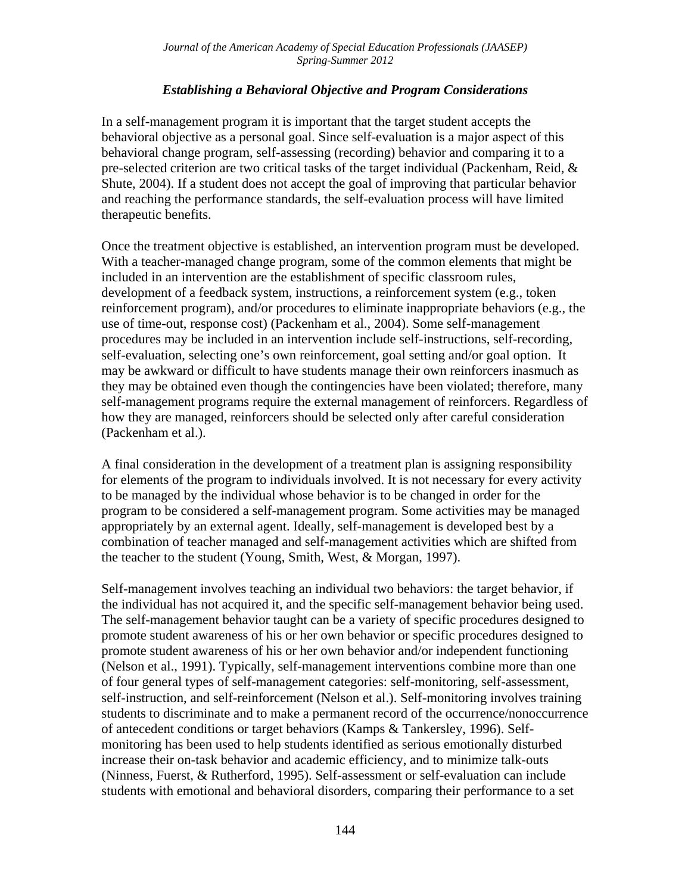### *Establishing a Behavioral Objective and Program Considerations*

In a self-management program it is important that the target student accepts the behavioral objective as a personal goal. Since self-evaluation is a major aspect of this behavioral change program, self-assessing (recording) behavior and comparing it to a pre-selected criterion are two critical tasks of the target individual (Packenham, Reid, & Shute, 2004). If a student does not accept the goal of improving that particular behavior and reaching the performance standards, the self-evaluation process will have limited therapeutic benefits.

Once the treatment objective is established, an intervention program must be developed. With a teacher-managed change program, some of the common elements that might be included in an intervention are the establishment of specific classroom rules, development of a feedback system, instructions, a reinforcement system (e.g., token reinforcement program), and/or procedures to eliminate inappropriate behaviors (e.g., the use of time-out, response cost) (Packenham et al., 2004). Some self-management procedures may be included in an intervention include self-instructions, self-recording, self-evaluation, selecting one's own reinforcement, goal setting and/or goal option. It may be awkward or difficult to have students manage their own reinforcers inasmuch as they may be obtained even though the contingencies have been violated; therefore, many self-management programs require the external management of reinforcers. Regardless of how they are managed, reinforcers should be selected only after careful consideration (Packenham et al.).

A final consideration in the development of a treatment plan is assigning responsibility for elements of the program to individuals involved. It is not necessary for every activity to be managed by the individual whose behavior is to be changed in order for the program to be considered a self-management program. Some activities may be managed appropriately by an external agent. Ideally, self-management is developed best by a combination of teacher managed and self-management activities which are shifted from the teacher to the student (Young, Smith, West, & Morgan, 1997).

Self-management involves teaching an individual two behaviors: the target behavior, if the individual has not acquired it, and the specific self-management behavior being used. The self-management behavior taught can be a variety of specific procedures designed to promote student awareness of his or her own behavior or specific procedures designed to promote student awareness of his or her own behavior and/or independent functioning (Nelson et al., 1991). Typically, self-management interventions combine more than one of four general types of self-management categories: self-monitoring, self-assessment, self-instruction, and self-reinforcement (Nelson et al.). Self-monitoring involves training students to discriminate and to make a permanent record of the occurrence/nonoccurrence of antecedent conditions or target behaviors (Kamps & Tankersley, 1996). Self-monitoring has been used to help students identified as serious emotionally disturbed increase their on-task behavior and academic efficiency, and to minimize talk-outs (Ninness, Fuerst, & Rutherford, 1995). Self-assessment or self-evaluation can include students with emotional and behavioral disorders, comparing their performance to a set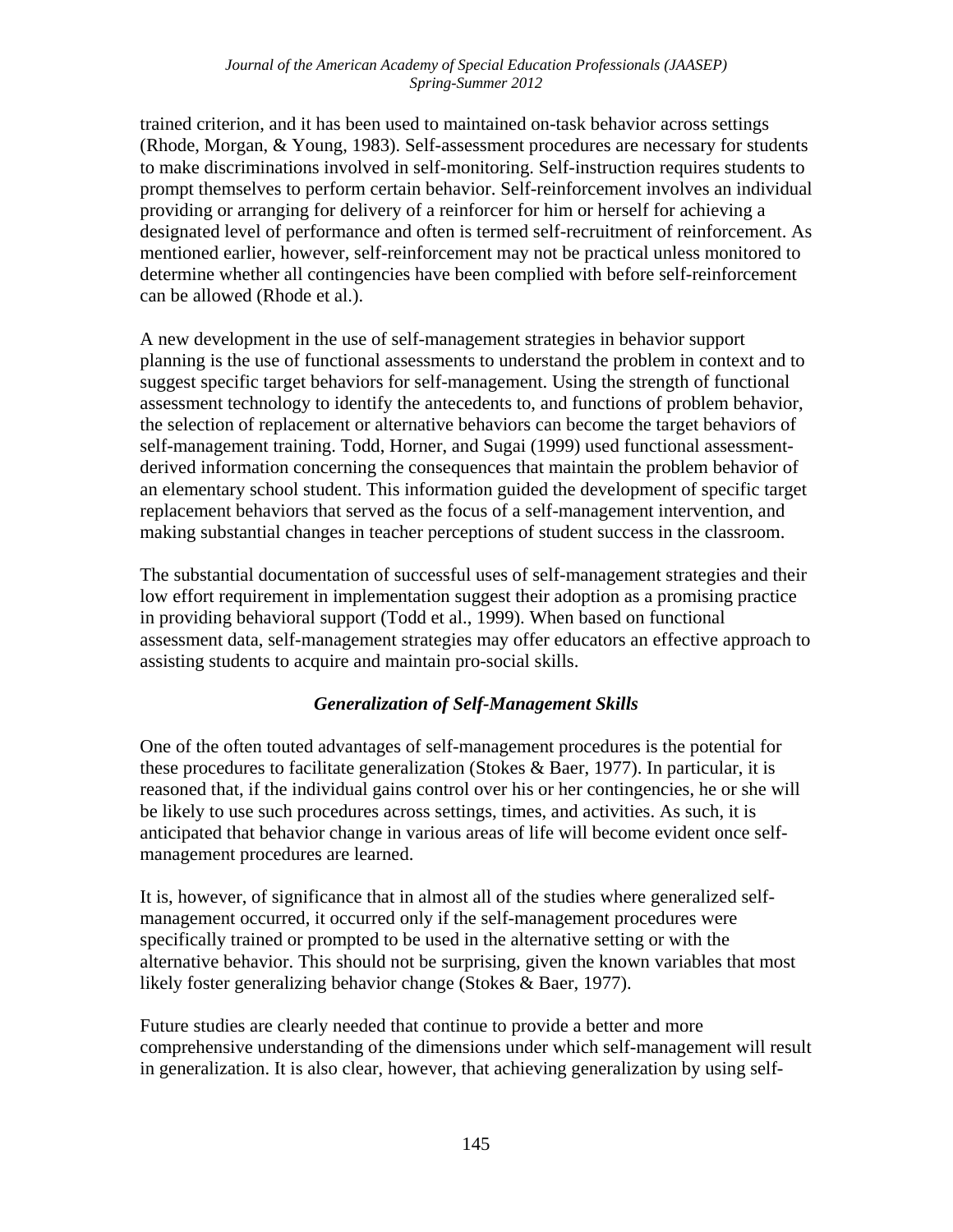trained criterion, and it has been used to maintained on-task behavior across settings (Rhode, Morgan, & Young, 1983). Self-assessment procedures are necessary for students to make discriminations involved in self-monitoring. Self-instruction requires students to prompt themselves to perform certain behavior. Self-reinforcement involves an individual providing or arranging for delivery of a reinforcer for him or herself for achieving a designated level of performance and often is termed self-recruitment of reinforcement. As mentioned earlier, however, self-reinforcement may not be practical unless monitored to determine whether all contingencies have been complied with before self-reinforcement can be allowed (Rhode et al.).

A new development in the use of self-management strategies in behavior support planning is the use of functional assessments to understand the problem in context and to suggest specific target behaviors for self-management. Using the strength of functional assessment technology to identify the antecedents to, and functions of problem behavior, the selection of replacement or alternative behaviors can become the target behaviors of self-management training. Todd, Horner, and Sugai (1999) used functional assessment-derived information concerning the consequences that maintain the problem behavior of an elementary school student. This information guided the development of specific target replacement behaviors that served as the focus of a self-management intervention, and making substantial changes in teacher perceptions of student success in the classroom.

The substantial documentation of successful uses of self-management strategies and their low effort requirement in implementation suggest their adoption as a promising practice in providing behavioral support (Todd et al., 1999). When based on functional assessment data, self-management strategies may offer educators an effective approach to assisting students to acquire and maintain pro-social skills.

### *Generalization of Self-Management Skills*

One of the often touted advantages of self-management procedures is the potential for these procedures to facilitate generalization (Stokes & Baer, 1977). In particular, it is reasoned that, if the individual gains control over his or her contingencies, he or she will be likely to use such procedures across settings, times, and activities. As such, it is anticipated that behavior change in various areas of life will become evident once self-management procedures are learned.

It is, however, of significance that in almost all of the studies where generalized self-management occurred, it occurred only if the self-management procedures were specifically trained or prompted to be used in the alternative setting or with the alternative behavior. This should not be surprising, given the known variables that most likely foster generalizing behavior change (Stokes & Baer, 1977).

Future studies are clearly needed that continue to provide a better and more comprehensive understanding of the dimensions under which self-management will result in generalization. It is also clear, however, that achieving generalization by using self-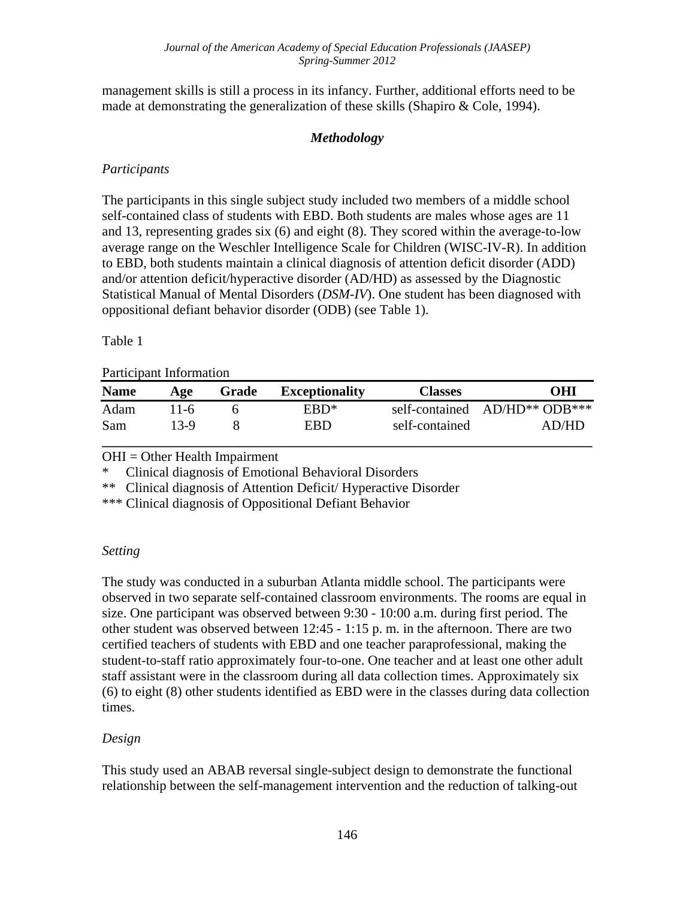management skills is still a process in its infancy. Further, additional efforts need to be made at demonstrating the generalization of these skills (Shapiro & Cole, 1994).

## *Methodology*

### *Participants*

The participants in this single subject study included two members of a middle school self-contained class of students with EBD. Both students are males whose ages are 11 and 13, representing grades six (6) and eight (8). They scored within the average-to-low average range on the Weschler Intelligence Scale for Children (WISC-IV-R). In addition to EBD, both students maintain a clinical diagnosis of attention deficit disorder (ADD) and/or attention deficit/hyperactive disorder (AD/HD) as assessed by the Diagnostic Statistical Manual of Mental Disorders (*DSM-IV*). One student has been diagnosed with oppositional defiant behavior disorder (ODB) (see Table 1).

Table 1

Participant Information

| Name | Age | Grade | Exceptionality | Classes | OHI |
|---|---|---|---|---|---|
| Adam | 11-6 | 6 | EBD* | self-contained | AD/HD** ODB*** |
| Sam | 13-9 | 8 | EBD | self-contained | AD/HD |

OHI = Other Health Impairment

\* Clinical diagnosis of Emotional Behavioral Disorders

\** Clinical diagnosis of Attention Deficit/ Hyperactive Disorder

\*** Clinical diagnosis of Oppositional Defiant Behavior

### *Setting*

The study was conducted in a suburban Atlanta middle school. The participants were observed in two separate self-contained classroom environments. The rooms are equal in size. One participant was observed between 9:30 - 10:00 a.m. during first period. The other student was observed between 12:45 - 1:15 p. m. in the afternoon. There are two certified teachers of students with EBD and one teacher paraprofessional, making the student-to-staff ratio approximately four-to-one. One teacher and at least one other adult staff assistant were in the classroom during all data collection times. Approximately six (6) to eight (8) other students identified as EBD were in the classes during data collection times.

### *Design*

This study used an ABAB reversal single-subject design to demonstrate the functional relationship between the self-management intervention and the reduction of talking-out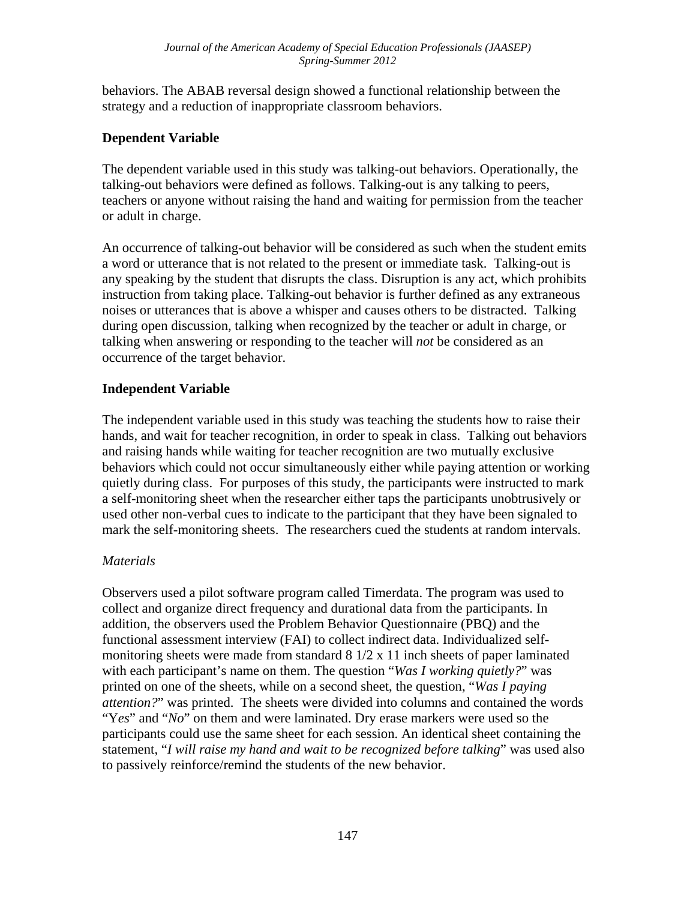behaviors. The ABAB reversal design showed a functional relationship between the strategy and a reduction of inappropriate classroom behaviors.

## Dependent Variable

The dependent variable used in this study was talking-out behaviors. Operationally, the talking-out behaviors were defined as follows. Talking-out is any talking to peers, teachers or anyone without raising the hand and waiting for permission from the teacher or adult in charge.

An occurrence of talking-out behavior will be considered as such when the student emits a word or utterance that is not related to the present or immediate task. Talking-out is any speaking by the student that disrupts the class. Disruption is any act, which prohibits instruction from taking place. Talking-out behavior is further defined as any extraneous noises or utterances that is above a whisper and causes others to be distracted. Talking during open discussion, talking when recognized by the teacher or adult in charge, or talking when answering or responding to the teacher will *not* be considered as an occurrence of the target behavior.

## Independent Variable

The independent variable used in this study was teaching the students how to raise their hands, and wait for teacher recognition, in order to speak in class. Talking out behaviors and raising hands while waiting for teacher recognition are two mutually exclusive behaviors which could not occur simultaneously either while paying attention or working quietly during class. For purposes of this study, the participants were instructed to mark a self-monitoring sheet when the researcher either taps the participants unobtrusively or used other non-verbal cues to indicate to the participant that they have been signaled to mark the self-monitoring sheets. The researchers cued the students at random intervals.

### *Materials*

Observers used a pilot software program called Timerdata. The program was used to collect and organize direct frequency and durational data from the participants. In addition, the observers used the Problem Behavior Questionnaire (PBQ) and the functional assessment interview (FAI) to collect indirect data. Individualized self-monitoring sheets were made from standard 8 1/2 x 11 inch sheets of paper laminated with each participant's name on them. The question "*Was I working quietly?*" was printed on one of the sheets, while on a second sheet, the question, "*Was I paying attention?*" was printed. The sheets were divided into columns and contained the words "Y*es*" and "*No*" on them and were laminated. Dry erase markers were used so the participants could use the same sheet for each session. An identical sheet containing the statement, "*I will raise my hand and wait to be recognized before talking*" was used also to passively reinforce/remind the students of the new behavior.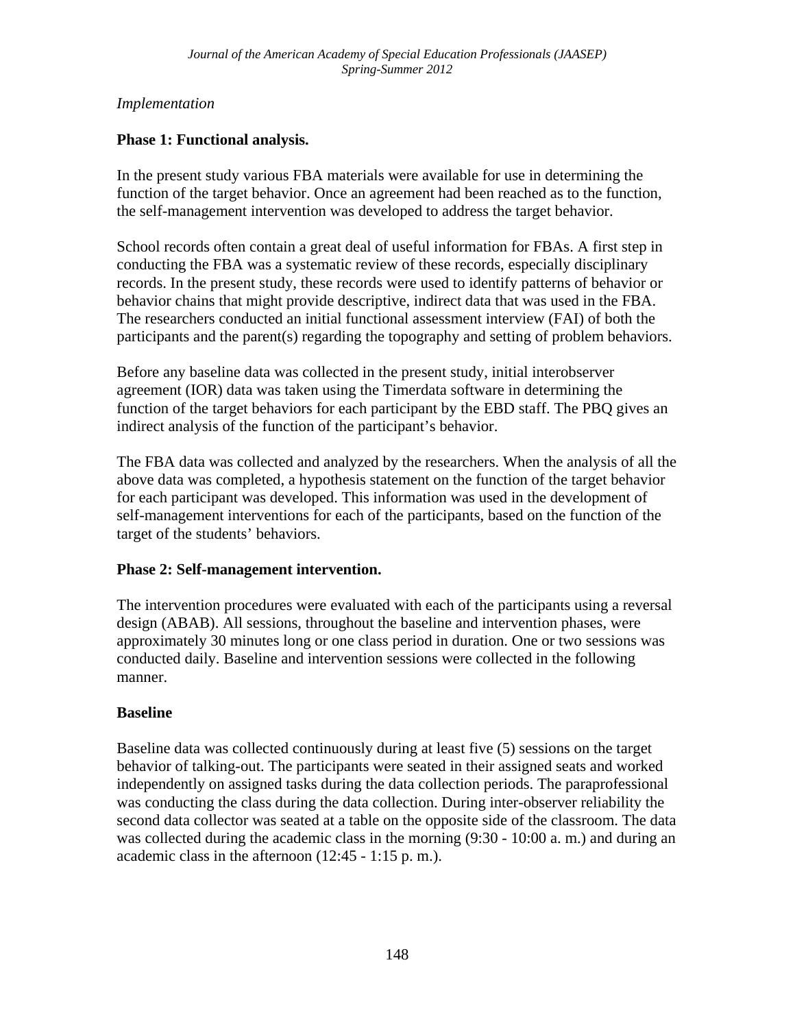*Implementation*

**Phase 1: Functional analysis.**

In the present study various FBA materials were available for use in determining the function of the target behavior. Once an agreement had been reached as to the function, the self-management intervention was developed to address the target behavior.

School records often contain a great deal of useful information for FBAs. A first step in conducting the FBA was a systematic review of these records, especially disciplinary records. In the present study, these records were used to identify patterns of behavior or behavior chains that might provide descriptive, indirect data that was used in the FBA. The researchers conducted an initial functional assessment interview (FAI) of both the participants and the parent(s) regarding the topography and setting of problem behaviors.

Before any baseline data was collected in the present study, initial interobserver agreement (IOR) data was taken using the Timerdata software in determining the function of the target behaviors for each participant by the EBD staff. The PBQ gives an indirect analysis of the function of the participant's behavior.

The FBA data was collected and analyzed by the researchers. When the analysis of all the above data was completed, a hypothesis statement on the function of the target behavior for each participant was developed. This information was used in the development of self-management interventions for each of the participants, based on the function of the target of the students' behaviors.

**Phase 2: Self-management intervention.**

The intervention procedures were evaluated with each of the participants using a reversal design (ABAB). All sessions, throughout the baseline and intervention phases, were approximately 30 minutes long or one class period in duration. One or two sessions was conducted daily. Baseline and intervention sessions were collected in the following manner.

**Baseline**

Baseline data was collected continuously during at least five (5) sessions on the target behavior of talking-out. The participants were seated in their assigned seats and worked independently on assigned tasks during the data collection periods. The paraprofessional was conducting the class during the data collection. During inter-observer reliability the second data collector was seated at a table on the opposite side of the classroom. The data was collected during the academic class in the morning (9:30 - 10:00 a. m.) and during an academic class in the afternoon (12:45 - 1:15 p. m.).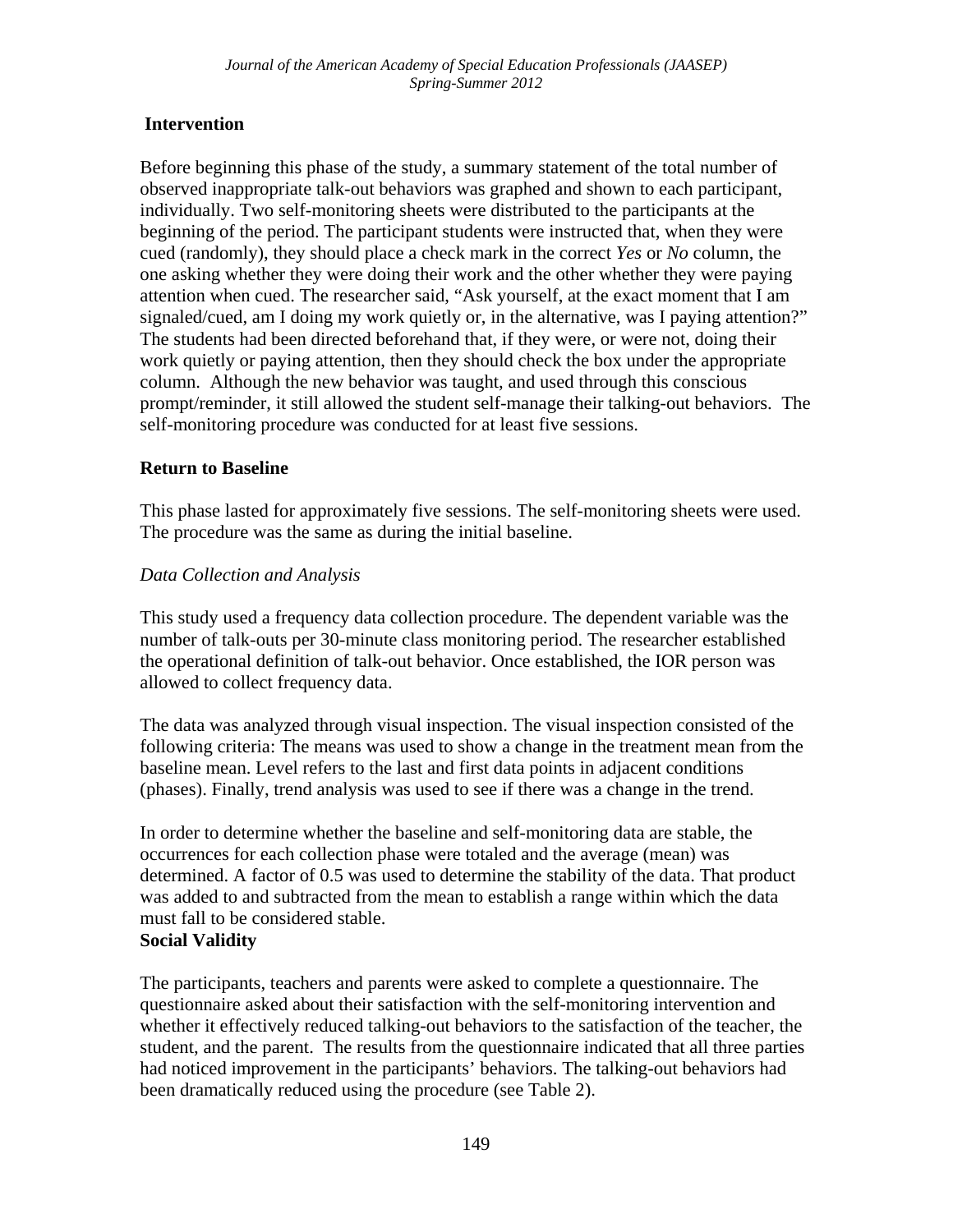## Intervention

Before beginning this phase of the study, a summary statement of the total number of observed inappropriate talk-out behaviors was graphed and shown to each participant, individually. Two self-monitoring sheets were distributed to the participants at the beginning of the period. The participant students were instructed that, when they were cued (randomly), they should place a check mark in the correct *Yes* or *No* column, the one asking whether they were doing their work and the other whether they were paying attention when cued. The researcher said, "Ask yourself, at the exact moment that I am signaled/cued, am I doing my work quietly or, in the alternative, was I paying attention?" The students had been directed beforehand that, if they were, or were not, doing their work quietly or paying attention, then they should check the box under the appropriate column. Although the new behavior was taught, and used through this conscious prompt/reminder, it still allowed the student self-manage their talking-out behaviors. The self-monitoring procedure was conducted for at least five sessions.

## Return to Baseline

This phase lasted for approximately five sessions. The self-monitoring sheets were used. The procedure was the same as during the initial baseline.

### *Data Collection and Analysis*

This study used a frequency data collection procedure. The dependent variable was the number of talk-outs per 30-minute class monitoring period. The researcher established the operational definition of talk-out behavior. Once established, the IOR person was allowed to collect frequency data.

The data was analyzed through visual inspection. The visual inspection consisted of the following criteria: The means was used to show a change in the treatment mean from the baseline mean. Level refers to the last and first data points in adjacent conditions (phases). Finally, trend analysis was used to see if there was a change in the trend.

In order to determine whether the baseline and self-monitoring data are stable, the occurrences for each collection phase were totaled and the average (mean) was determined. A factor of 0.5 was used to determine the stability of the data. That product was added to and subtracted from the mean to establish a range within which the data must fall to be considered stable.

## Social Validity

The participants, teachers and parents were asked to complete a questionnaire. The questionnaire asked about their satisfaction with the self-monitoring intervention and whether it effectively reduced talking-out behaviors to the satisfaction of the teacher, the student, and the parent. The results from the questionnaire indicated that all three parties had noticed improvement in the participants' behaviors. The talking-out behaviors had been dramatically reduced using the procedure (see Table 2).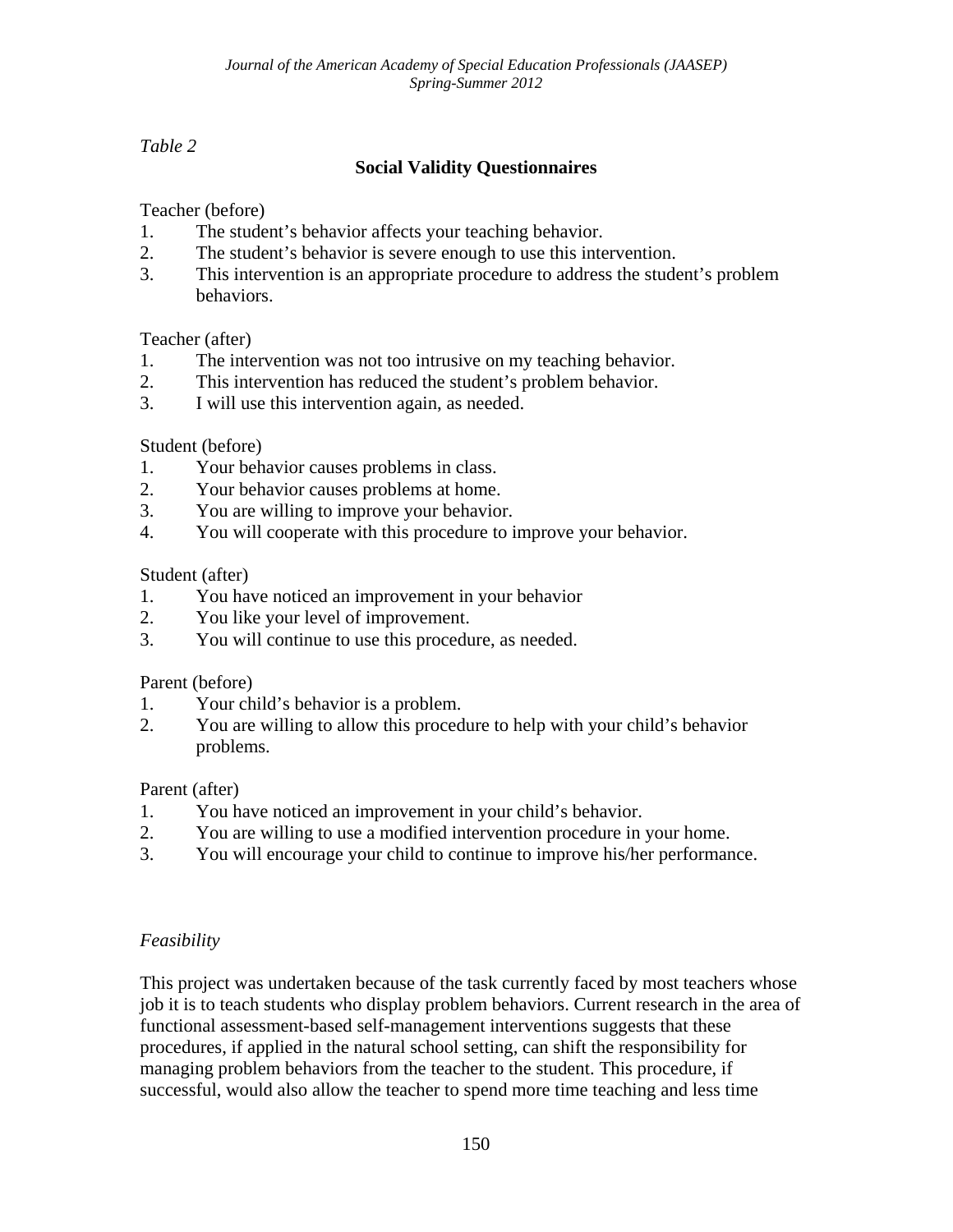*Table 2*

**Social Validity Questionnaires**

Teacher (before)

1. The student's behavior affects your teaching behavior.
2. The student's behavior is severe enough to use this intervention.
3. This intervention is an appropriate procedure to address the student's problem behaviors.

Teacher (after)

1. The intervention was not too intrusive on my teaching behavior.
2. This intervention has reduced the student's problem behavior.
3. I will use this intervention again, as needed.

Student (before)

1. Your behavior causes problems in class.
2. Your behavior causes problems at home.
3. You are willing to improve your behavior.
4. You will cooperate with this procedure to improve your behavior.

Student (after)

1. You have noticed an improvement in your behavior
2. You like your level of improvement.
3. You will continue to use this procedure, as needed.

Parent (before)

1. Your child's behavior is a problem.
2. You are willing to allow this procedure to help with your child's behavior problems.

Parent (after)

1. You have noticed an improvement in your child's behavior.
2. You are willing to use a modified intervention procedure in your home.
3. You will encourage your child to continue to improve his/her performance.

*Feasibility*

This project was undertaken because of the task currently faced by most teachers whose job it is to teach students who display problem behaviors. Current research in the area of functional assessment-based self-management interventions suggests that these procedures, if applied in the natural school setting, can shift the responsibility for managing problem behaviors from the teacher to the student. This procedure, if successful, would also allow the teacher to spend more time teaching and less time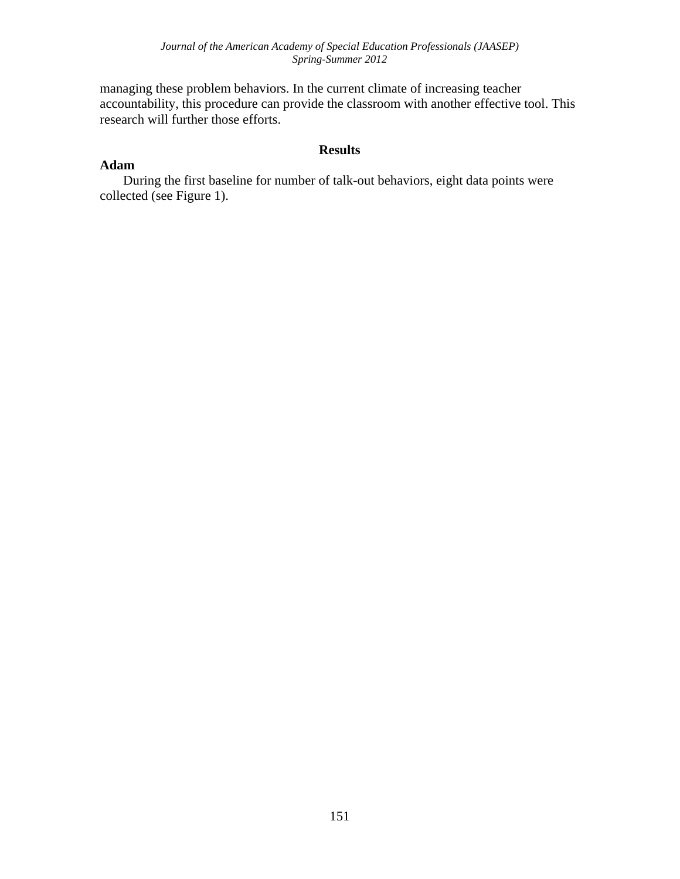managing these problem behaviors. In the current climate of increasing teacher accountability, this procedure can provide the classroom with another effective tool. This research will further those efforts.

## Results

### Adam

During the first baseline for number of talk-out behaviors, eight data points were collected (see Figure 1).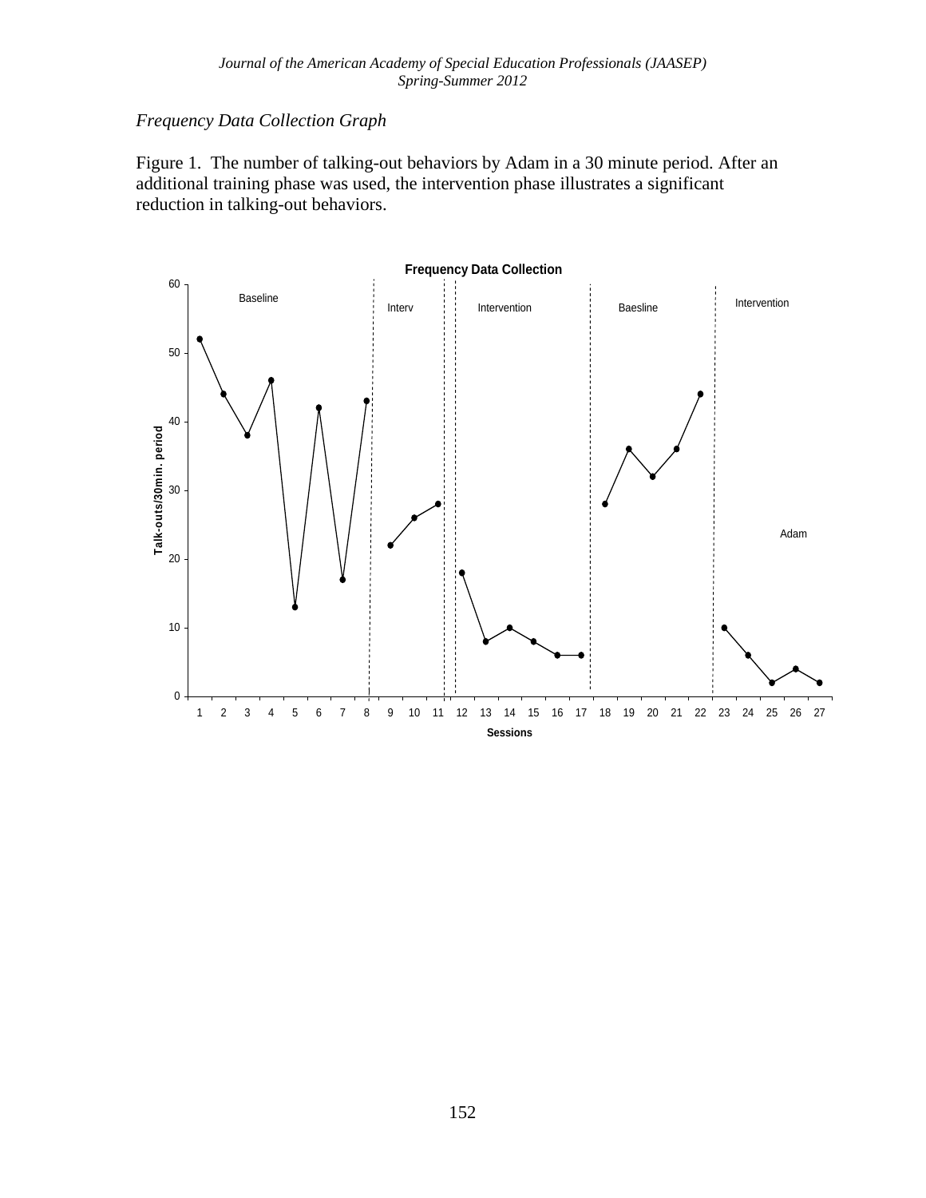*Frequency Data Collection Graph*

Figure 1. The number of talking-out behaviors by Adam in a 30 minute period. After an additional training phase was used, the intervention phase illustrates a significant reduction in talking-out behaviors.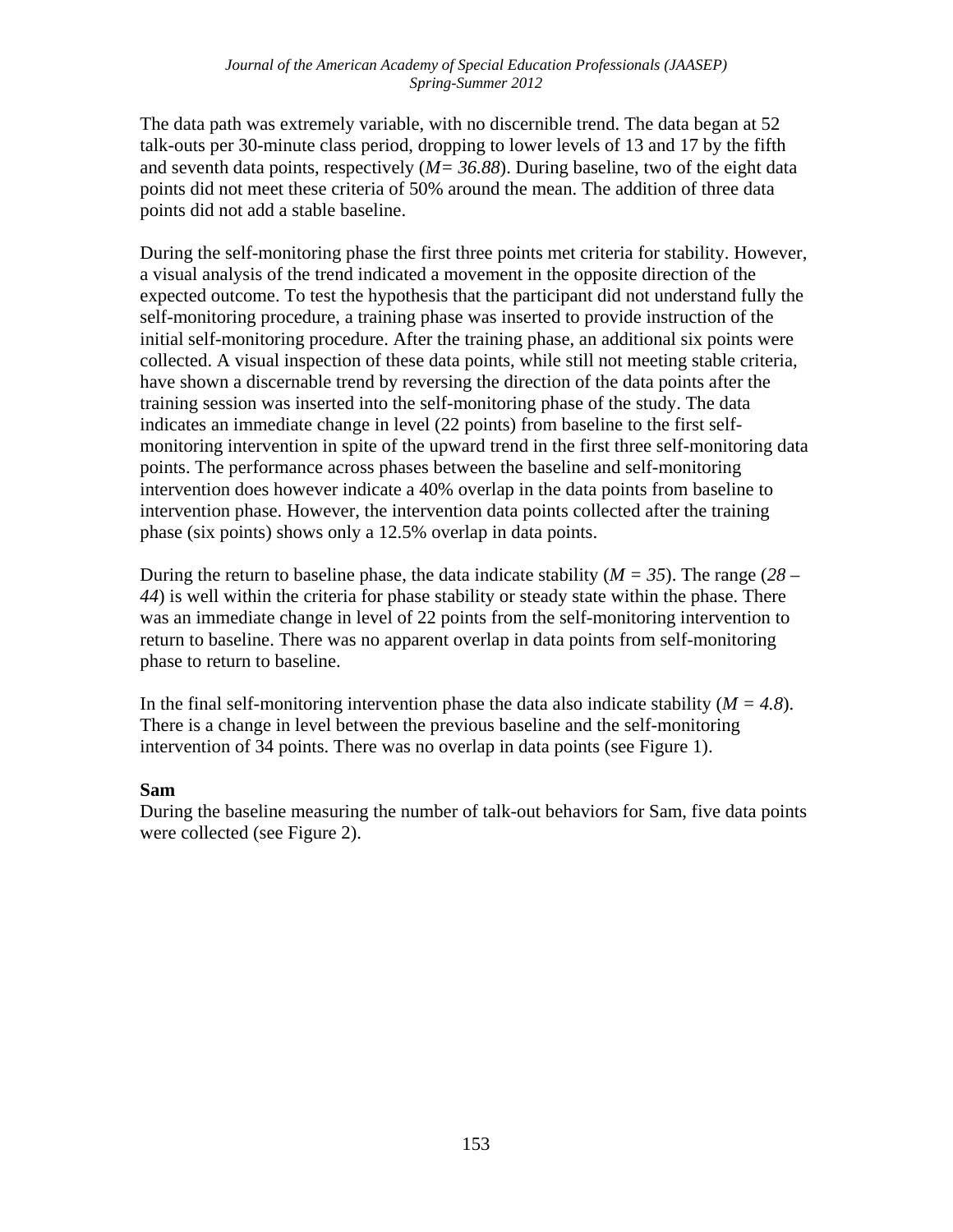The data path was extremely variable, with no discernible trend. The data began at 52 talk-outs per 30-minute class period, dropping to lower levels of 13 and 17 by the fifth and seventh data points, respectively (*M= 36.88*). During baseline, two of the eight data points did not meet these criteria of 50% around the mean. The addition of three data points did not add a stable baseline.

During the self-monitoring phase the first three points met criteria for stability. However, a visual analysis of the trend indicated a movement in the opposite direction of the expected outcome. To test the hypothesis that the participant did not understand fully the self-monitoring procedure, a training phase was inserted to provide instruction of the initial self-monitoring procedure. After the training phase, an additional six points were collected. A visual inspection of these data points, while still not meeting stable criteria, have shown a discernable trend by reversing the direction of the data points after the training session was inserted into the self-monitoring phase of the study. The data indicates an immediate change in level (22 points) from baseline to the first self-monitoring intervention in spite of the upward trend in the first three self-monitoring data points. The performance across phases between the baseline and self-monitoring intervention does however indicate a 40% overlap in the data points from baseline to intervention phase. However, the intervention data points collected after the training phase (six points) shows only a 12.5% overlap in data points.

During the return to baseline phase, the data indicate stability (*M = 35*). The range (*28 – 44*) is well within the criteria for phase stability or steady state within the phase. There was an immediate change in level of 22 points from the self-monitoring intervention to return to baseline. There was no apparent overlap in data points from self-monitoring phase to return to baseline.

In the final self-monitoring intervention phase the data also indicate stability (*M = 4.8*). There is a change in level between the previous baseline and the self-monitoring intervention of 34 points. There was no overlap in data points (see Figure 1).

**Sam**

During the baseline measuring the number of talk-out behaviors for Sam, five data points were collected (see Figure 2).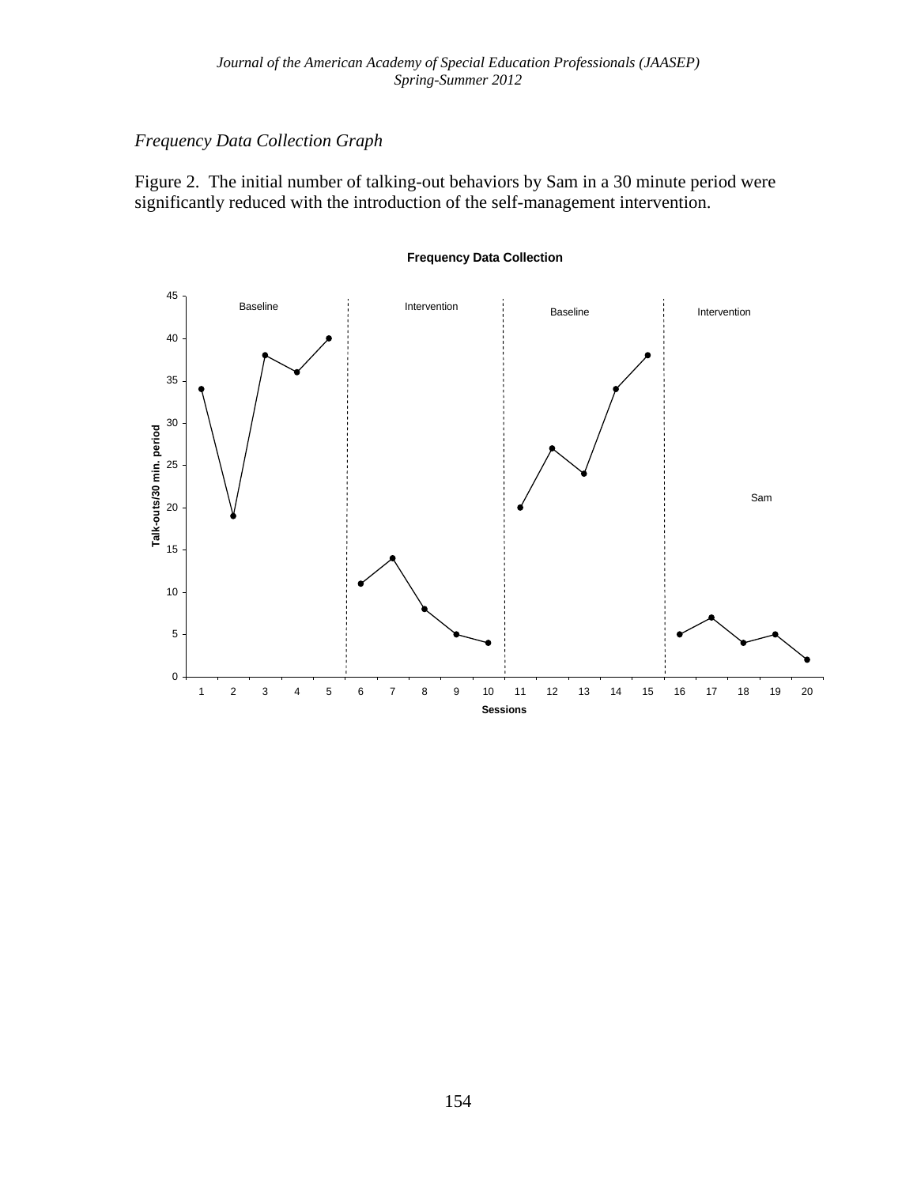*Frequency Data Collection Graph*

Figure 2. The initial number of talking-out behaviors by Sam in a 30 minute period were significantly reduced with the introduction of the self-management intervention.

**Frequency Data Collection**

Baseline | Intervention | Baseline | Intervention

Sam

Talk-outs/30 min. period

Sessions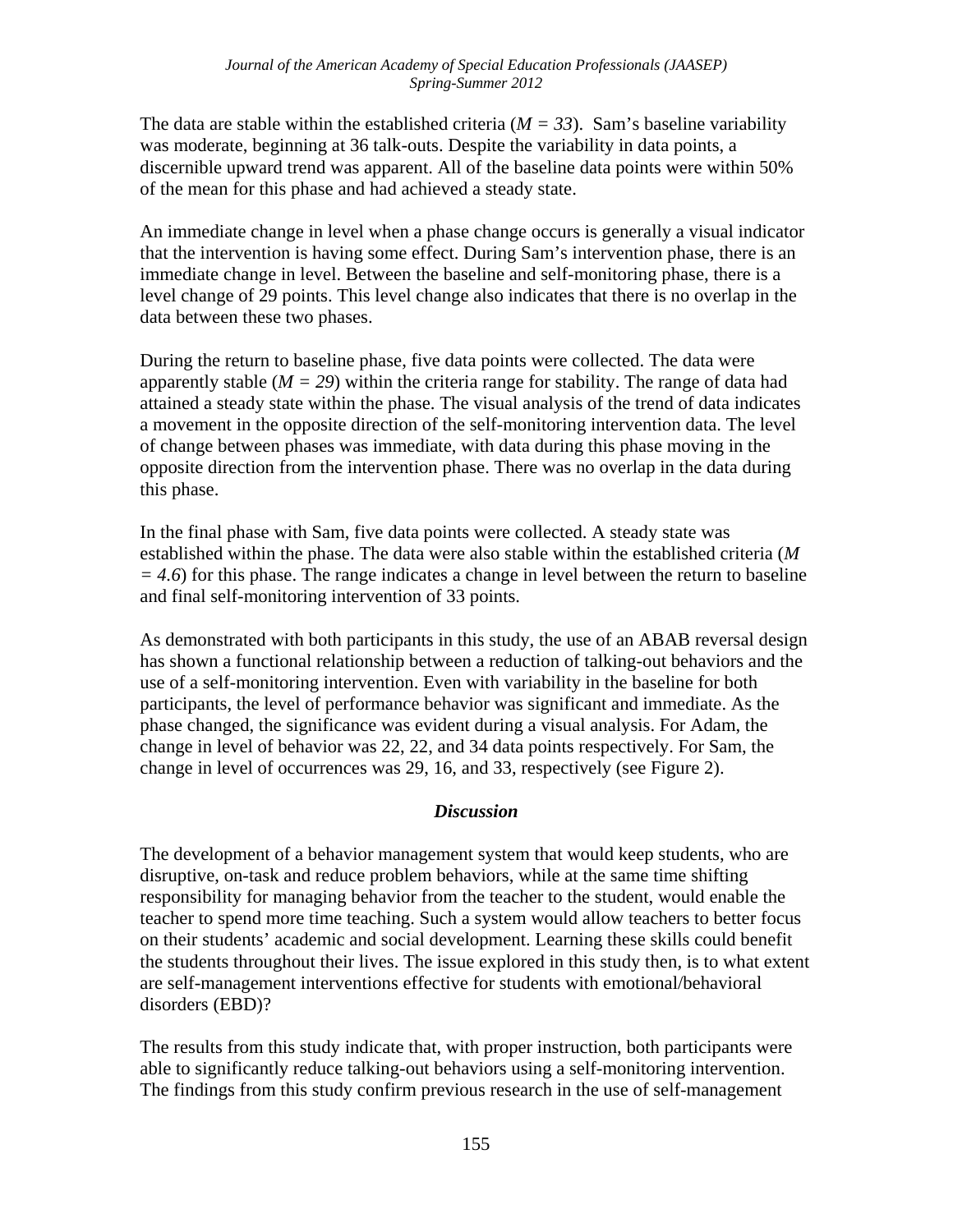The data are stable within the established criteria (*M = 33*). Sam's baseline variability was moderate, beginning at 36 talk-outs. Despite the variability in data points, a discernible upward trend was apparent. All of the baseline data points were within 50% of the mean for this phase and had achieved a steady state.

An immediate change in level when a phase change occurs is generally a visual indicator that the intervention is having some effect. During Sam's intervention phase, there is an immediate change in level. Between the baseline and self-monitoring phase, there is a level change of 29 points. This level change also indicates that there is no overlap in the data between these two phases.

During the return to baseline phase, five data points were collected. The data were apparently stable (*M = 29*) within the criteria range for stability. The range of data had attained a steady state within the phase. The visual analysis of the trend of data indicates a movement in the opposite direction of the self-monitoring intervention data. The level of change between phases was immediate, with data during this phase moving in the opposite direction from the intervention phase. There was no overlap in the data during this phase.

In the final phase with Sam, five data points were collected. A steady state was established within the phase. The data were also stable within the established criteria (*M = 4.6*) for this phase. The range indicates a change in level between the return to baseline and final self-monitoring intervention of 33 points.

As demonstrated with both participants in this study, the use of an ABAB reversal design has shown a functional relationship between a reduction of talking-out behaviors and the use of a self-monitoring intervention. Even with variability in the baseline for both participants, the level of performance behavior was significant and immediate. As the phase changed, the significance was evident during a visual analysis. For Adam, the change in level of behavior was 22, 22, and 34 data points respectively. For Sam, the change in level of occurrences was 29, 16, and 33, respectively (see Figure 2).

## *Discussion*

The development of a behavior management system that would keep students, who are disruptive, on-task and reduce problem behaviors, while at the same time shifting responsibility for managing behavior from the teacher to the student, would enable the teacher to spend more time teaching. Such a system would allow teachers to better focus on their students' academic and social development. Learning these skills could benefit the students throughout their lives. The issue explored in this study then, is to what extent are self-management interventions effective for students with emotional/behavioral disorders (EBD)?

The results from this study indicate that, with proper instruction, both participants were able to significantly reduce talking-out behaviors using a self-monitoring intervention. The findings from this study confirm previous research in the use of self-management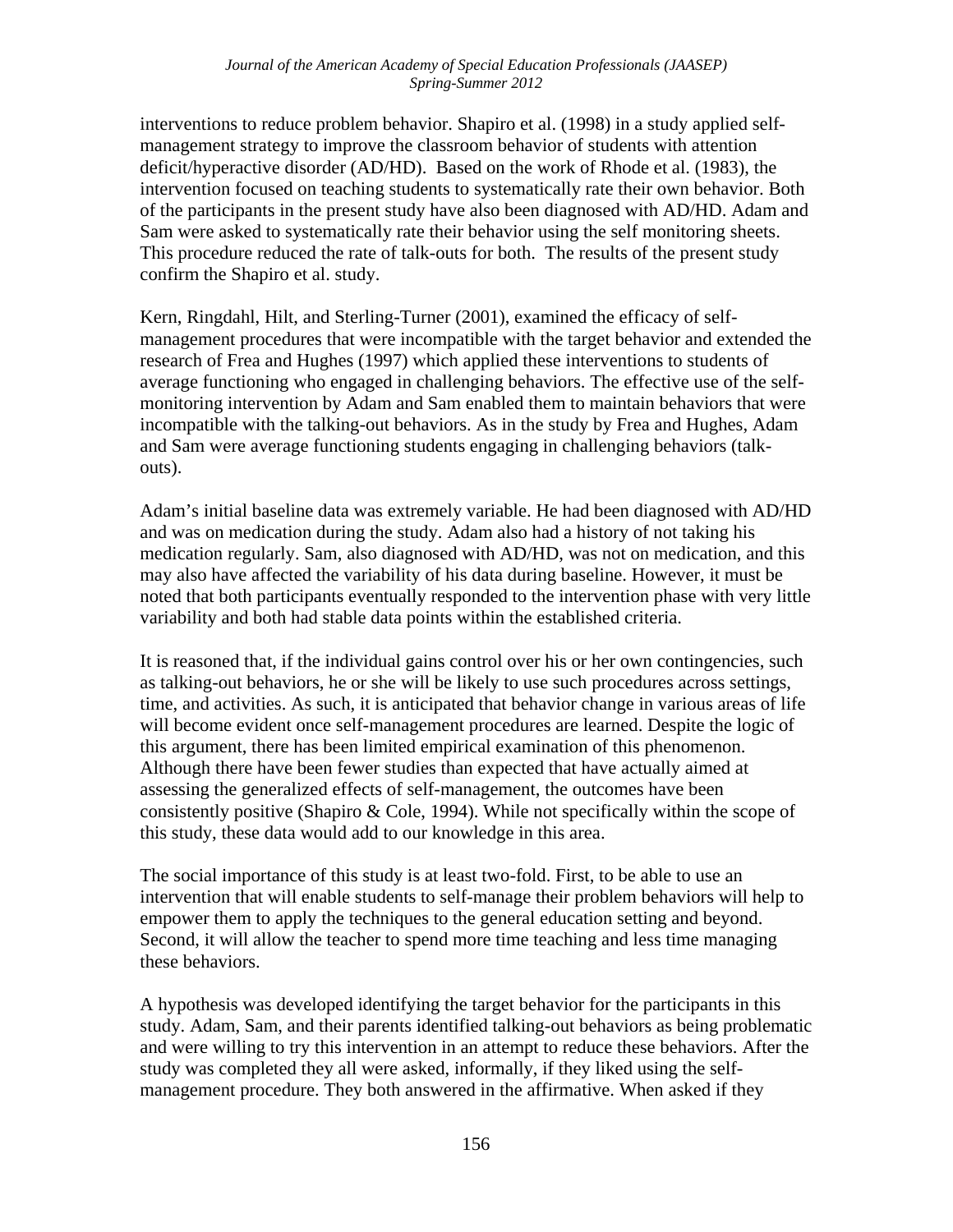interventions to reduce problem behavior. Shapiro et al. (1998) in a study applied self-management strategy to improve the classroom behavior of students with attention deficit/hyperactive disorder (AD/HD). Based on the work of Rhode et al. (1983), the intervention focused on teaching students to systematically rate their own behavior. Both of the participants in the present study have also been diagnosed with AD/HD. Adam and Sam were asked to systematically rate their behavior using the self monitoring sheets. This procedure reduced the rate of talk-outs for both. The results of the present study confirm the Shapiro et al. study.

Kern, Ringdahl, Hilt, and Sterling-Turner (2001), examined the efficacy of self-management procedures that were incompatible with the target behavior and extended the research of Frea and Hughes (1997) which applied these interventions to students of average functioning who engaged in challenging behaviors. The effective use of the self-monitoring intervention by Adam and Sam enabled them to maintain behaviors that were incompatible with the talking-out behaviors. As in the study by Frea and Hughes, Adam and Sam were average functioning students engaging in challenging behaviors (talk-outs).

Adam's initial baseline data was extremely variable. He had been diagnosed with AD/HD and was on medication during the study. Adam also had a history of not taking his medication regularly. Sam, also diagnosed with AD/HD, was not on medication, and this may also have affected the variability of his data during baseline. However, it must be noted that both participants eventually responded to the intervention phase with very little variability and both had stable data points within the established criteria.

It is reasoned that, if the individual gains control over his or her own contingencies, such as talking-out behaviors, he or she will be likely to use such procedures across settings, time, and activities. As such, it is anticipated that behavior change in various areas of life will become evident once self-management procedures are learned. Despite the logic of this argument, there has been limited empirical examination of this phenomenon. Although there have been fewer studies than expected that have actually aimed at assessing the generalized effects of self-management, the outcomes have been consistently positive (Shapiro & Cole, 1994). While not specifically within the scope of this study, these data would add to our knowledge in this area.

The social importance of this study is at least two-fold. First, to be able to use an intervention that will enable students to self-manage their problem behaviors will help to empower them to apply the techniques to the general education setting and beyond. Second, it will allow the teacher to spend more time teaching and less time managing these behaviors.

A hypothesis was developed identifying the target behavior for the participants in this study. Adam, Sam, and their parents identified talking-out behaviors as being problematic and were willing to try this intervention in an attempt to reduce these behaviors. After the study was completed they all were asked, informally, if they liked using the self-management procedure. They both answered in the affirmative. When asked if they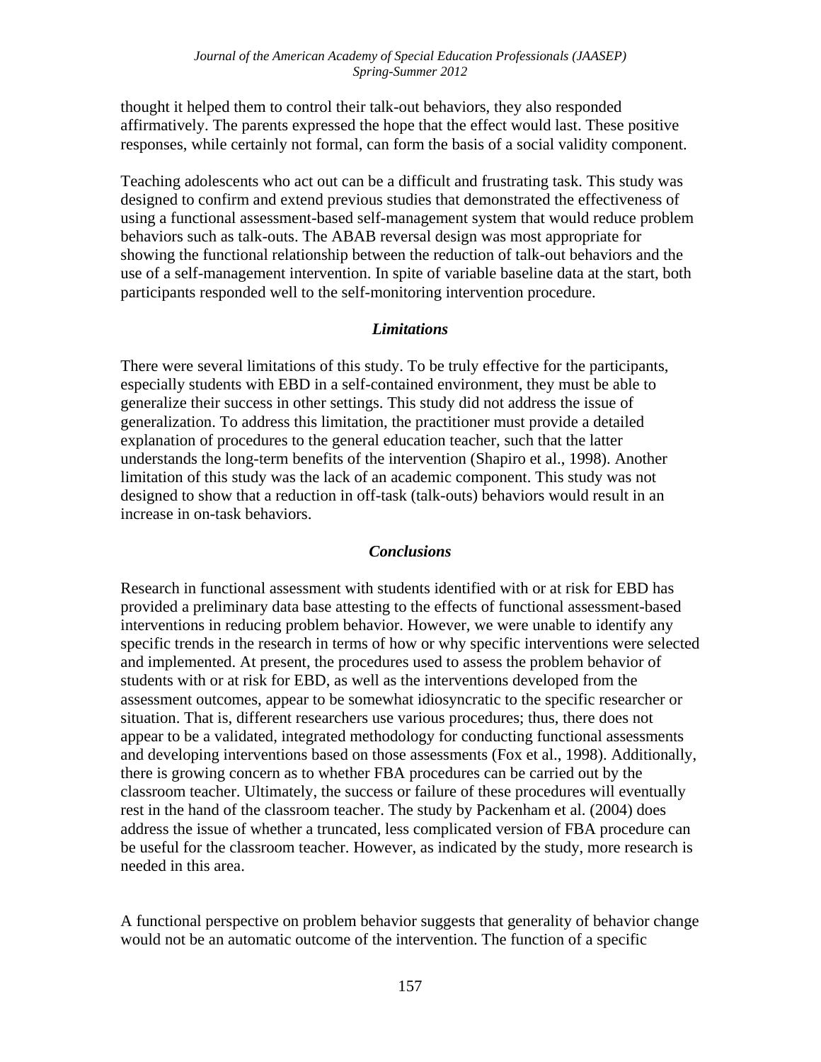thought it helped them to control their talk-out behaviors, they also responded affirmatively. The parents expressed the hope that the effect would last. These positive responses, while certainly not formal, can form the basis of a social validity component.

Teaching adolescents who act out can be a difficult and frustrating task. This study was designed to confirm and extend previous studies that demonstrated the effectiveness of using a functional assessment-based self-management system that would reduce problem behaviors such as talk-outs. The ABAB reversal design was most appropriate for showing the functional relationship between the reduction of talk-out behaviors and the use of a self-management intervention. In spite of variable baseline data at the start, both participants responded well to the self-monitoring intervention procedure.

### *Limitations*

There were several limitations of this study. To be truly effective for the participants, especially students with EBD in a self-contained environment, they must be able to generalize their success in other settings. This study did not address the issue of generalization. To address this limitation, the practitioner must provide a detailed explanation of procedures to the general education teacher, such that the latter understands the long-term benefits of the intervention (Shapiro et al., 1998). Another limitation of this study was the lack of an academic component. This study was not designed to show that a reduction in off-task (talk-outs) behaviors would result in an increase in on-task behaviors.

### *Conclusions*

Research in functional assessment with students identified with or at risk for EBD has provided a preliminary data base attesting to the effects of functional assessment-based interventions in reducing problem behavior. However, we were unable to identify any specific trends in the research in terms of how or why specific interventions were selected and implemented. At present, the procedures used to assess the problem behavior of students with or at risk for EBD, as well as the interventions developed from the assessment outcomes, appear to be somewhat idiosyncratic to the specific researcher or situation. That is, different researchers use various procedures; thus, there does not appear to be a validated, integrated methodology for conducting functional assessments and developing interventions based on those assessments (Fox et al., 1998). Additionally, there is growing concern as to whether FBA procedures can be carried out by the classroom teacher. Ultimately, the success or failure of these procedures will eventually rest in the hand of the classroom teacher. The study by Packenham et al. (2004) does address the issue of whether a truncated, less complicated version of FBA procedure can be useful for the classroom teacher. However, as indicated by the study, more research is needed in this area.

A functional perspective on problem behavior suggests that generality of behavior change would not be an automatic outcome of the intervention. The function of a specific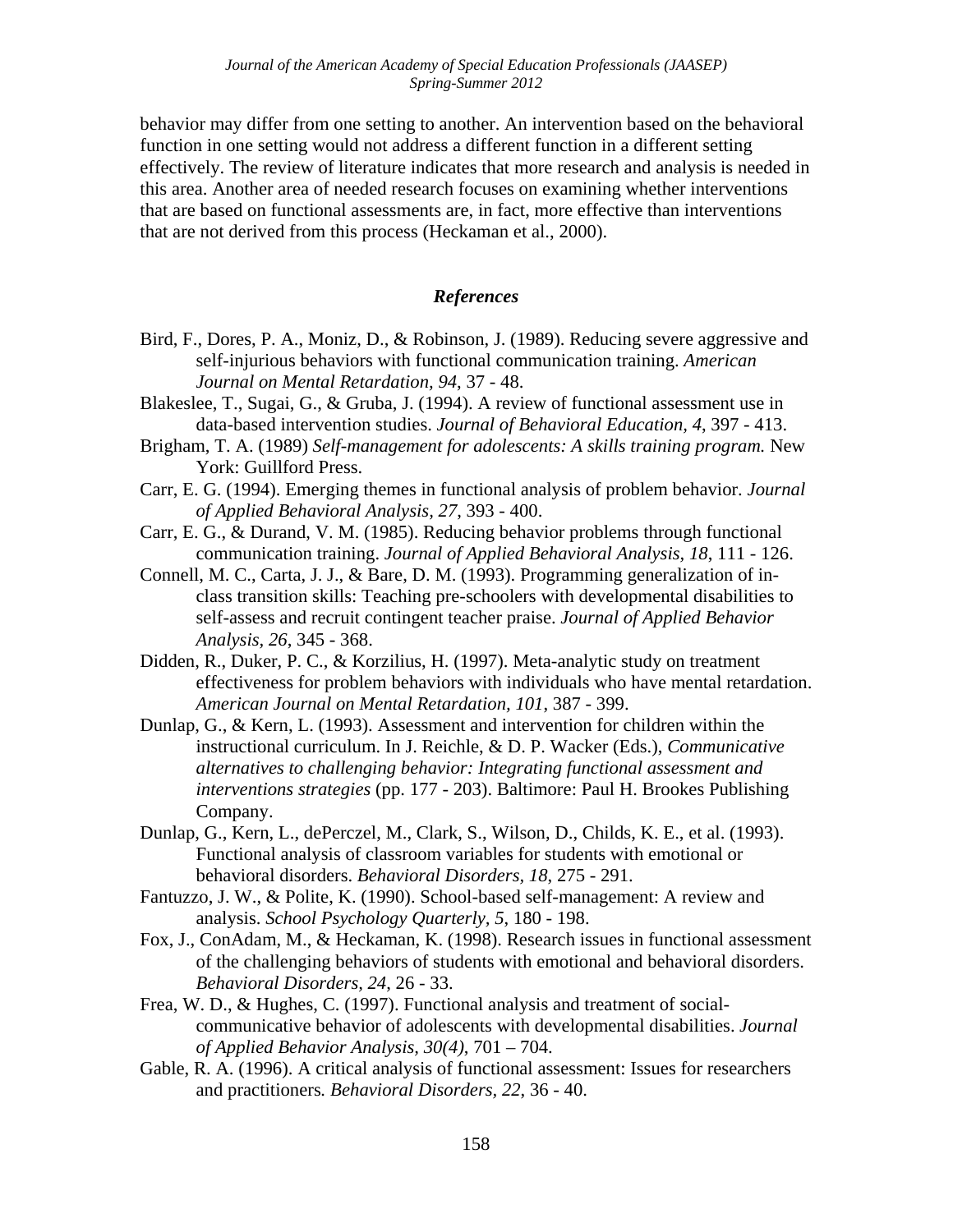behavior may differ from one setting to another. An intervention based on the behavioral function in one setting would not address a different function in a different setting effectively. The review of literature indicates that more research and analysis is needed in this area. Another area of needed research focuses on examining whether interventions that are based on functional assessments are, in fact, more effective than interventions that are not derived from this process (Heckaman et al., 2000).

## *References*

Bird, F., Dores, P. A., Moniz, D., & Robinson, J. (1989). Reducing severe aggressive and self-injurious behaviors with functional communication training. *American Journal on Mental Retardation, 94*, 37 - 48.

Blakeslee, T., Sugai, G., & Gruba, J. (1994). A review of functional assessment use in data-based intervention studies. *Journal of Behavioral Education, 4*, 397 - 413.

Brigham, T. A. (1989) *Self-management for adolescents: A skills training program.* New York: Guillford Press.

Carr, E. G. (1994). Emerging themes in functional analysis of problem behavior. *Journal of Applied Behavioral Analysis, 27*, 393 - 400.

Carr, E. G., & Durand, V. M. (1985). Reducing behavior problems through functional communication training. *Journal of Applied Behavioral Analysis, 18*, 111 - 126.

Connell, M. C., Carta, J. J., & Bare, D. M. (1993). Programming generalization of in-class transition skills: Teaching pre-schoolers with developmental disabilities to self-assess and recruit contingent teacher praise. *Journal of Applied Behavior Analysis, 26*, 345 - 368.

Didden, R., Duker, P. C., & Korzilius, H. (1997). Meta-analytic study on treatment effectiveness for problem behaviors with individuals who have mental retardation. *American Journal on Mental Retardation, 101*, 387 - 399.

Dunlap, G., & Kern, L. (1993). Assessment and intervention for children within the instructional curriculum. In J. Reichle, & D. P. Wacker (Eds.), *Communicative alternatives to challenging behavior: Integrating functional assessment and interventions strategies* (pp. 177 - 203). Baltimore: Paul H. Brookes Publishing Company.

Dunlap, G., Kern, L., dePerczel, M., Clark, S., Wilson, D., Childs, K. E., et al. (1993). Functional analysis of classroom variables for students with emotional or behavioral disorders. *Behavioral Disorders, 18*, 275 - 291.

Fantuzzo, J. W., & Polite, K. (1990). School-based self-management: A review and analysis. *School Psychology Quarterly, 5*, 180 - 198.

Fox, J., ConAdam, M., & Heckaman, K. (1998). Research issues in functional assessment of the challenging behaviors of students with emotional and behavioral disorders. *Behavioral Disorders, 24*, 26 - 33.

Frea, W. D., & Hughes, C. (1997). Functional analysis and treatment of social-communicative behavior of adolescents with developmental disabilities. *Journal of Applied Behavior Analysis, 30(4)*, 701 – 704.

Gable, R. A. (1996). A critical analysis of functional assessment: Issues for researchers and practitioners. *Behavioral Disorders, 22*, 36 - 40.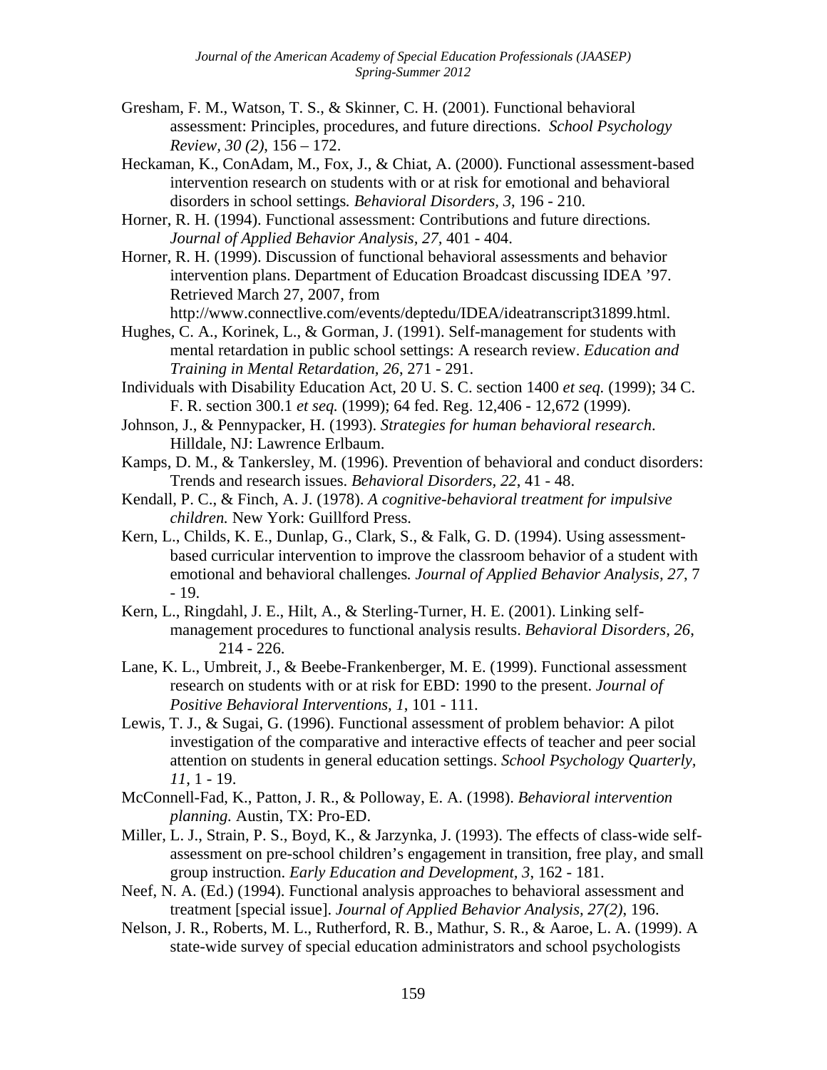Gresham, F. M., Watson, T. S., & Skinner, C. H. (2001). Functional behavioral assessment: Principles, procedures, and future directions. *School Psychology Review, 30 (2)*, 156 – 172.

Heckaman, K., ConAdam, M., Fox, J., & Chiat, A. (2000). Functional assessment-based intervention research on students with or at risk for emotional and behavioral disorders in school settings. *Behavioral Disorders, 3*, 196 - 210.

Horner, R. H. (1994). Functional assessment: Contributions and future directions. *Journal of Applied Behavior Analysis, 27*, 401 - 404.

Horner, R. H. (1999). Discussion of functional behavioral assessments and behavior intervention plans. Department of Education Broadcast discussing IDEA '97. Retrieved March 27, 2007, from http://www.connectlive.com/events/deptedu/IDEA/ideatranscript31899.html.

Hughes, C. A., Korinek, L., & Gorman, J. (1991). Self-management for students with mental retardation in public school settings: A research review. *Education and Training in Mental Retardation, 26*, 271 - 291.

Individuals with Disability Education Act, 20 U. S. C. section 1400 *et seq.* (1999); 34 C. F. R. section 300.1 *et seq.* (1999); 64 fed. Reg. 12,406 - 12,672 (1999).

Johnson, J., & Pennypacker, H. (1993). *Strategies for human behavioral research*. Hilldale, NJ: Lawrence Erlbaum.

Kamps, D. M., & Tankersley, M. (1996). Prevention of behavioral and conduct disorders: Trends and research issues. *Behavioral Disorders, 22*, 41 - 48.

Kendall, P. C., & Finch, A. J. (1978). *A cognitive-behavioral treatment for impulsive children.* New York: Guillford Press.

Kern, L., Childs, K. E., Dunlap, G., Clark, S., & Falk, G. D. (1994). Using assessment-based curricular intervention to improve the classroom behavior of a student with emotional and behavioral challenges. *Journal of Applied Behavior Analysis, 27*, 7 - 19.

Kern, L., Ringdahl, J. E., Hilt, A., & Sterling-Turner, H. E. (2001). Linking self-management procedures to functional analysis results. *Behavioral Disorders, 26*, 214 - 226.

Lane, K. L., Umbreit, J., & Beebe-Frankenberger, M. E. (1999). Functional assessment research on students with or at risk for EBD: 1990 to the present. *Journal of Positive Behavioral Interventions, 1*, 101 - 111.

Lewis, T. J., & Sugai, G. (1996). Functional assessment of problem behavior: A pilot investigation of the comparative and interactive effects of teacher and peer social attention on students in general education settings. *School Psychology Quarterly, 11*, 1 - 19.

McConnell-Fad, K., Patton, J. R., & Polloway, E. A. (1998). *Behavioral intervention planning.* Austin, TX: Pro-ED.

Miller, L. J., Strain, P. S., Boyd, K., & Jarzynka, J. (1993). The effects of class-wide self-assessment on pre-school children's engagement in transition, free play, and small group instruction. *Early Education and Development, 3*, 162 - 181.

Neef, N. A. (Ed.) (1994). Functional analysis approaches to behavioral assessment and treatment [special issue]. *Journal of Applied Behavior Analysis, 27(2)*, 196.

Nelson, J. R., Roberts, M. L., Rutherford, R. B., Mathur, S. R., & Aaroe, L. A. (1999). A state-wide survey of special education administrators and school psychologists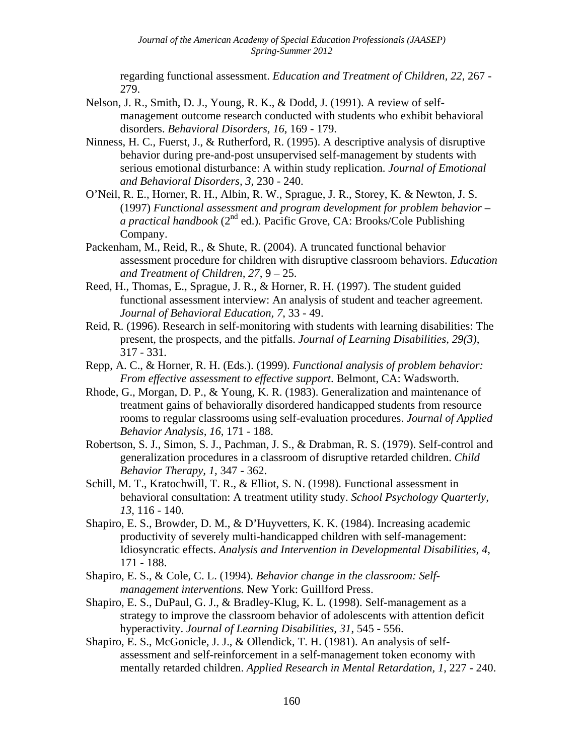regarding functional assessment. *Education and Treatment of Children, 22*, 267 - 279.

Nelson, J. R., Smith, D. J., Young, R. K., & Dodd, J. (1991). A review of self-management outcome research conducted with students who exhibit behavioral disorders. *Behavioral Disorders, 16*, 169 - 179.

Ninness, H. C., Fuerst, J., & Rutherford, R. (1995). A descriptive analysis of disruptive behavior during pre-and-post unsupervised self-management by students with serious emotional disturbance: A within study replication. *Journal of Emotional and Behavioral Disorders, 3*, 230 - 240.

O'Neil, R. E., Horner, R. H., Albin, R. W., Sprague, J. R., Storey, K. & Newton, J. S. (1997) *Functional assessment and program development for problem behavior – a practical handbook* (2nd ed.). Pacific Grove, CA: Brooks/Cole Publishing Company.

Packenham, M., Reid, R., & Shute, R. (2004). A truncated functional behavior assessment procedure for children with disruptive classroom behaviors. *Education and Treatment of Children, 27*, 9 – 25.

Reed, H., Thomas, E., Sprague, J. R., & Horner, R. H. (1997). The student guided functional assessment interview: An analysis of student and teacher agreement. *Journal of Behavioral Education, 7*, 33 - 49.

Reid, R. (1996). Research in self-monitoring with students with learning disabilities: The present, the prospects, and the pitfalls. *Journal of Learning Disabilities, 29(3)*, 317 - 331.

Repp, A. C., & Horner, R. H. (Eds.). (1999). *Functional analysis of problem behavior: From effective assessment to effective support*. Belmont, CA: Wadsworth.

Rhode, G., Morgan, D. P., & Young, K. R. (1983). Generalization and maintenance of treatment gains of behaviorally disordered handicapped students from resource rooms to regular classrooms using self-evaluation procedures. *Journal of Applied Behavior Analysis, 16*, 171 - 188.

Robertson, S. J., Simon, S. J., Pachman, J. S., & Drabman, R. S. (1979). Self-control and generalization procedures in a classroom of disruptive retarded children. *Child Behavior Therapy, 1,* 347 - 362.

Schill, M. T., Kratochwill, T. R., & Elliot, S. N. (1998). Functional assessment in behavioral consultation: A treatment utility study. *School Psychology Quarterly, 13*, 116 - 140.

Shapiro, E. S., Browder, D. M., & D'Huyvetters, K. K. (1984). Increasing academic productivity of severely multi-handicapped children with self-management: Idiosyncratic effects. *Analysis and Intervention in Developmental Disabilities, 4*, 171 - 188.

Shapiro, E. S., & Cole, C. L. (1994). *Behavior change in the classroom: Self-management interventions.* New York: Guillford Press.

Shapiro, E. S., DuPaul, G. J., & Bradley-Klug, K. L. (1998). Self-management as a strategy to improve the classroom behavior of adolescents with attention deficit hyperactivity. *Journal of Learning Disabilities, 31,* 545 - 556.

Shapiro, E. S., McGonicle, J. J., & Ollendick, T. H. (1981). An analysis of self-assessment and self-reinforcement in a self-management token economy with mentally retarded children. *Applied Research in Mental Retardation, 1*, 227 - 240.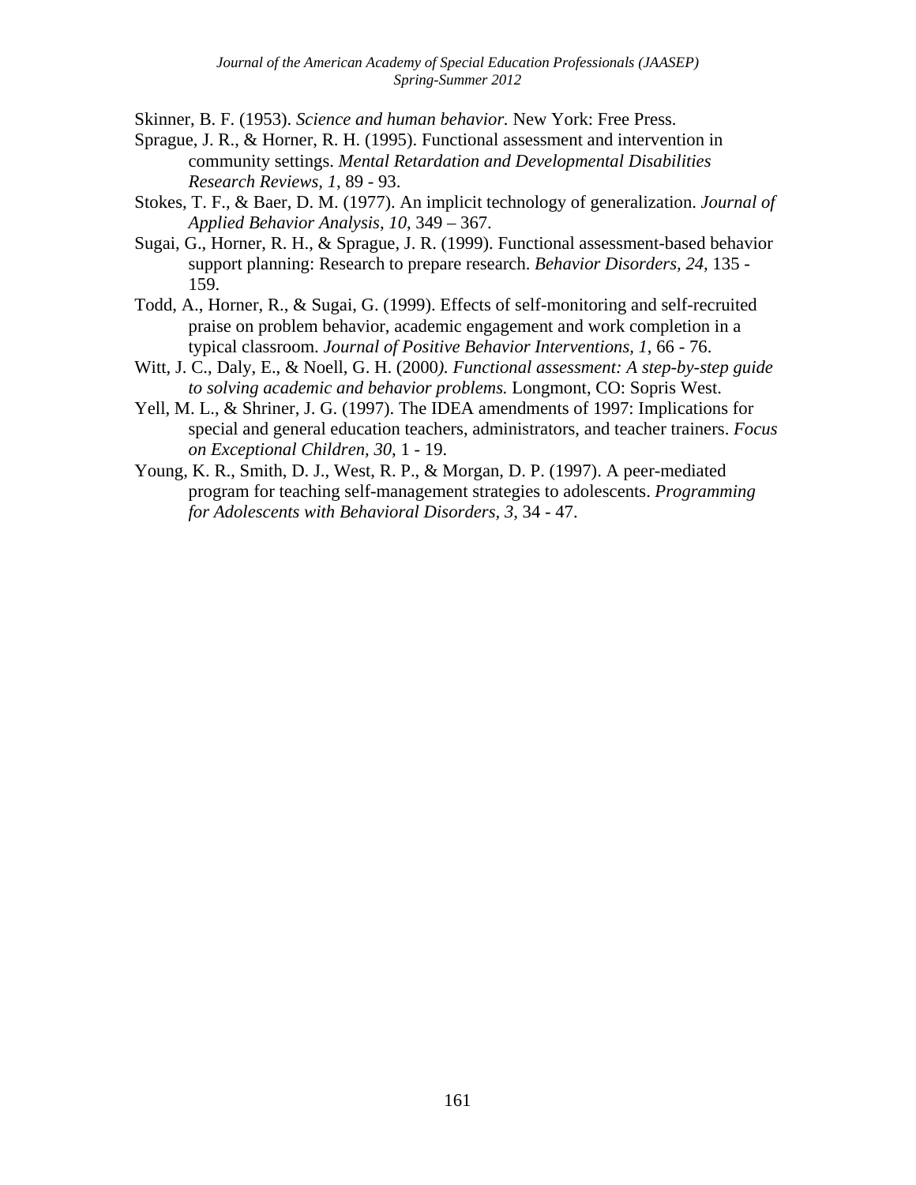Skinner, B. F. (1953). *Science and human behavior.* New York: Free Press.

Sprague, J. R., & Horner, R. H. (1995). Functional assessment and intervention in community settings. *Mental Retardation and Developmental Disabilities Research Reviews, 1*, 89 - 93.

Stokes, T. F., & Baer, D. M. (1977). An implicit technology of generalization. *Journal of Applied Behavior Analysis, 10*, 349 – 367.

Sugai, G., Horner, R. H., & Sprague, J. R. (1999). Functional assessment-based behavior support planning: Research to prepare research. *Behavior Disorders, 24,* 135 - 159.

Todd, A., Horner, R., & Sugai, G. (1999). Effects of self-monitoring and self-recruited praise on problem behavior, academic engagement and work completion in a typical classroom. *Journal of Positive Behavior Interventions, 1*, 66 - 76.

Witt, J. C., Daly, E., & Noell, G. H. (2000*). Functional assessment: A step-by-step guide to solving academic and behavior problems.* Longmont, CO: Sopris West.

Yell, M. L., & Shriner, J. G. (1997). The IDEA amendments of 1997: Implications for special and general education teachers, administrators, and teacher trainers. *Focus on Exceptional Children, 30*, 1 - 19.

Young, K. R., Smith, D. J., West, R. P., & Morgan, D. P. (1997). A peer-mediated program for teaching self-management strategies to adolescents. *Programming for Adolescents with Behavioral Disorders, 3,* 34 - 47.